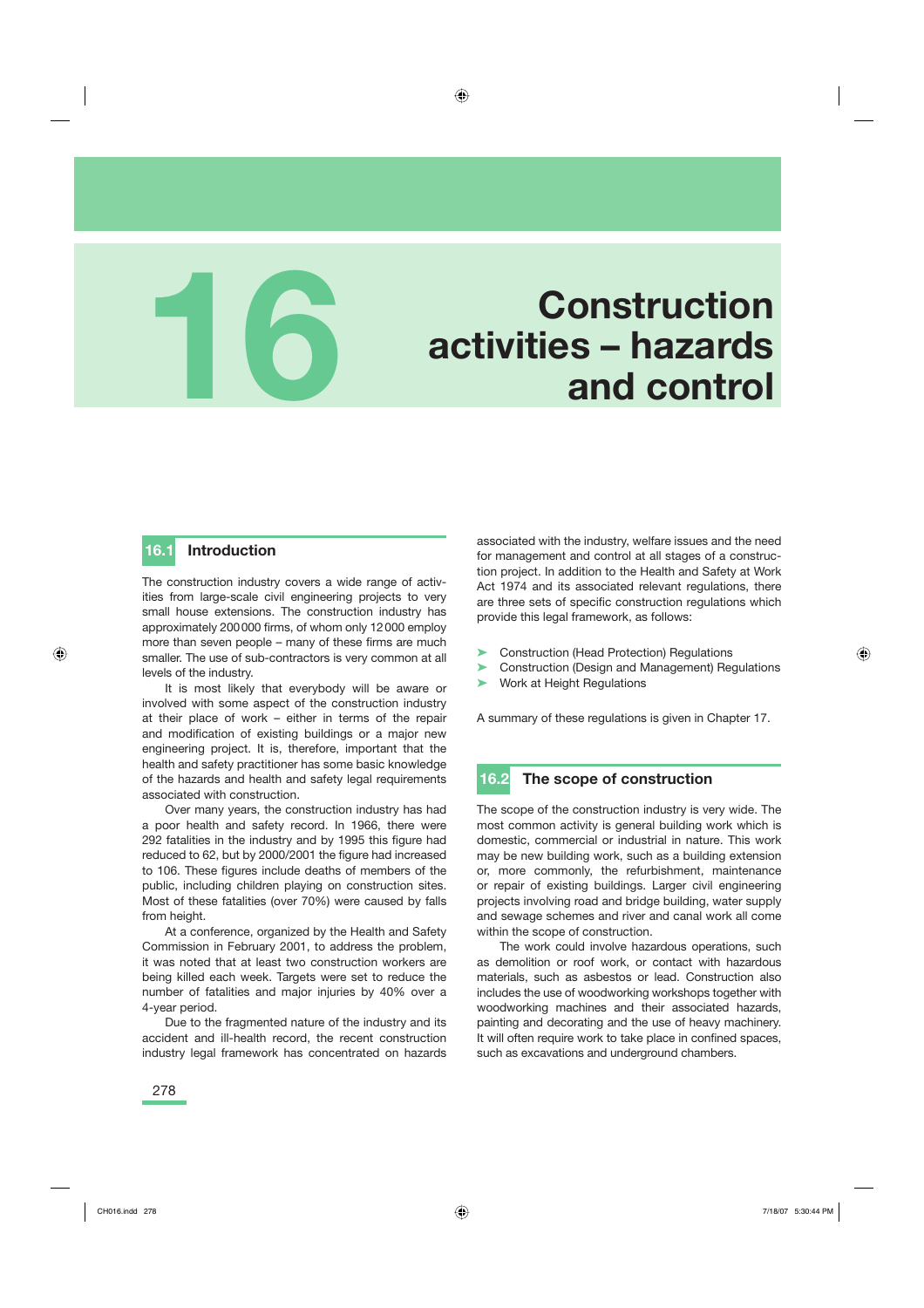# 16 Construction activities – hazards and control

## 16.1 Introduction

The construction industry covers a wide range of activities from large-scale civil engineering projects to very small house extensions. The construction industry has approximately 200 000 firms, of whom only 12 000 employ more than seven people – many of these firms are much smaller. The use of sub-contractors is very common at all levels of the industry.

It is most likely that everybody will be aware or involved with some aspect of the construction industry at their place of work – either in terms of the repair and modification of existing buildings or a major new engineering project. It is, therefore, important that the health and safety practitioner has some basic knowledge of the hazards and health and safety legal requirements associated with construction.

Over many years, the construction industry has had a poor health and safety record. In 1966, there were 292 fatalities in the industry and by 1995 this figure had reduced to 62, but by 2000/2001 the figure had increased to 106. These figures include deaths of members of the public, including children playing on construction sites. Most of these fatalities (over 70%) were caused by falls from height.

At a conference, organized by the Health and Safety Commission in February 2001, to address the problem, it was noted that at least two construction workers are being killed each week. Targets were set to reduce the number of fatalities and major injuries by 40% over a 4-year period.

Due to the fragmented nature of the industry and its accident and ill-health record, the recent construction industry legal framework has concentrated on hazards associated with the industry, welfare issues and the need for management and control at all stages of a construction project. In addition to the Health and Safety at Work Act 1974 and its associated relevant regulations, there are three sets of specific construction regulations which provide this legal framework, as follows:

- Construction (Head Protection) Regulations
- Construction (Design and Management) Regulations
- Work at Height Regulations

A summary of these regulations is given in Chapter 17.

## 16.2 The scope of construction

The scope of the construction industry is very wide. The most common activity is general building work which is domestic, commercial or industrial in nature. This work may be new building work, such as a building extension or, more commonly, the refurbishment, maintenance or repair of existing buildings. Larger civil engineering projects involving road and bridge building, water supply and sewage schemes and river and canal work all come within the scope of construction.

The work could involve hazardous operations, such as demolition or roof work, or contact with hazardous materials, such as asbestos or lead. Construction also includes the use of woodworking workshops together with woodworking machines and their associated hazards, painting and decorating and the use of heavy machinery. It will often require work to take place in confined spaces, such as excavations and underground chambers.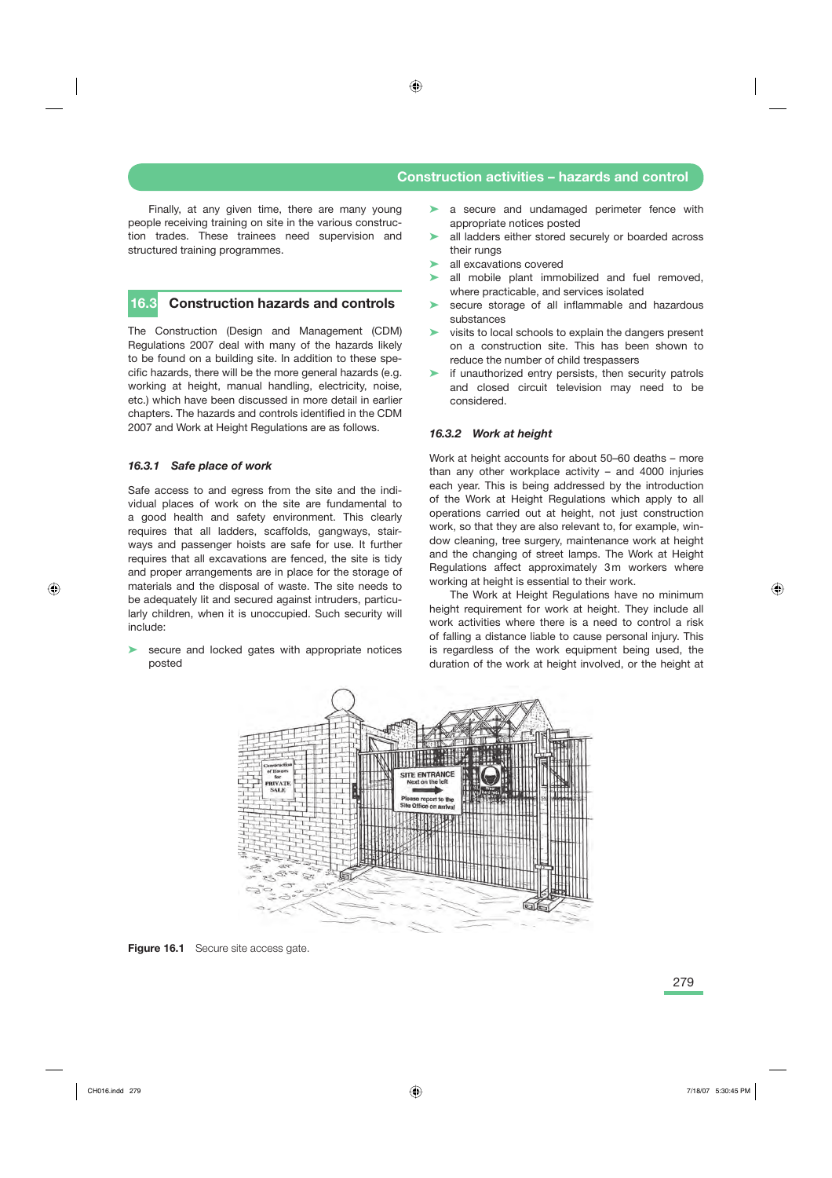Finally, at any given time, there are many young people receiving training on site in the various construction trades. These trainees need supervision and structured training programmes.

## 16.3 Construction hazards and controls

The Construction (Design and Management) (CDM) Regulations 2007 deal with many of the hazards likely to be found on a building site. In addition to these specific hazards, there will be the more general hazards (e.g. working at height, manual handling, electricity, noise, etc.) which have been discussed in more detail in earlier chapters. The hazards and controls identified in the CDM 2007 and Work at Height Regulations are as follows.

### *16.3.1 Safe place of work*

Safe access to and egress from the site and the individual places of work on the site are fundamental to a good health and safety environment. This clearly requires that all ladders, scaffolds, gangways, stairways and passenger hoists are safe for use. It further requires that all excavations are fenced, the site is tidy and proper arrangements are in place for the storage of materials and the disposal of waste. The site needs to be adequately lit and secured against intruders, particularly children, when it is unoccupied. Such security will include:

- secure and locked gates with appropriate notices posted
- a secure and undamaged perimeter fence with appropriate notices posted
- all ladders either stored securely or boarded across their rungs
- all excavations covered
- all mobile plant immobilized and fuel removed, where practicable, and services isolated
- secure storage of all inflammable and hazardous substances
- visits to local schools to explain the dangers present on a construction site. This has been shown to reduce the number of child trespassers
- if unauthorized entry persists, then security patrols and closed circuit television may need to be considered.

### *16.3.2 Work at height*

Work at height accounts for about 50–60 deaths – more than any other workplace activity – and 4000 injuries each year. This is being addressed by the introduction of the Work at Height Regulations which apply to all operations carried out at height, not just construction work, so that they are also relevant to, for example, window cleaning, tree surgery, maintenance work at height and the changing of street lamps. The Work at Height Regulations affect approximately 3 m workers where working at height is essential to their work.

The Work at Height Regulations have no minimum height requirement for work at height. They include all work activities where there is a need to control a risk of falling a distance liable to cause personal injury. This is regardless of the work equipment being used, the duration of the work at height involved, or the height at

**Figure 16.1** Secure site access gate.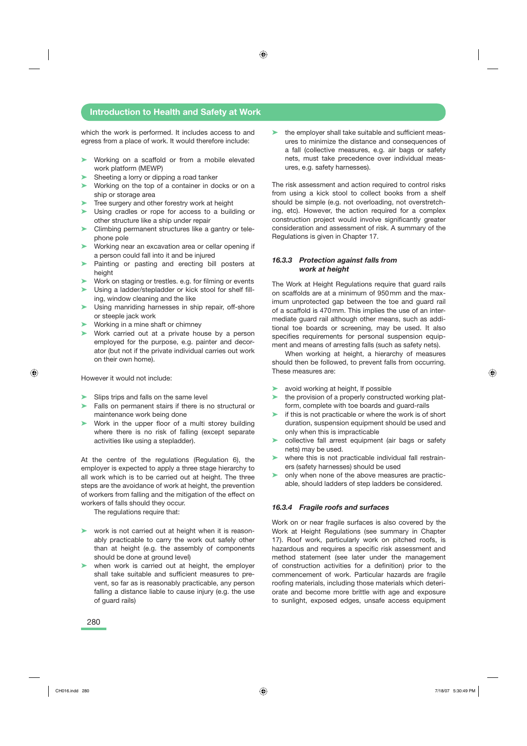which the work is performed. It includes access to and egress from a place of work. It would therefore include:

- Working on a scaffold or from a mobile elevated work platform (MEWP)
- Sheeting a lorry or dipping a road tanker
- Working on the top of a container in docks or on a ship or storage area
- Tree surgery and other forestry work at height
- Using cradles or rope for access to a building or other structure like a ship under repair
- Climbing permanent structures like a gantry or telephone pole
- Working near an excavation area or cellar opening if a person could fall into it and be injured
- Painting or pasting and erecting bill posters at height
- Work on staging or trestles. e.g. for filming or events
- Using a ladder/stepladder or kick stool for shelf filling, window cleaning and the like
- Using manriding harnesses in ship repair, off-shore or steeple jack work
- Working in a mine shaft or chimney
- Work carried out at a private house by a person employed for the purpose, e.g. painter and decorator (but not if the private individual carries out work on their own home).

However it would not include:

- Slips trips and falls on the same level
- Falls on permanent stairs if there is no structural or maintenance work being done
- Work in the upper floor of a multi storey building where there is no risk of falling (except separate activities like using a stepladder).

At the centre of the regulations (Regulation 6), the employer is expected to apply a three stage hierarchy to all work which is to be carried out at height. The three steps are the avoidance of work at height, the prevention of workers from falling and the mitigation of the effect on workers of falls should they occur.

The regulations require that:

- work is not carried out at height when it is reasonably practicable to carry the work out safely other than at height (e.g. the assembly of components should be done at ground level)
- when work is carried out at height, the employer shall take suitable and sufficient measures to prevent, so far as is reasonably practicable, any person falling a distance liable to cause injury (e.g. the use of guard rails)
- the employer shall take suitable and sufficient measures to minimize the distance and consequences of a fall (collective measures, e.g. air bags or safety nets, must take precedence over individual measures, e.g. safety harnesses).

The risk assessment and action required to control risks from using a kick stool to collect books from a shelf should be simple (e.g. not overloading, not overstretching, etc). However, the action required for a complex construction project would involve significantly greater consideration and assessment of risk. A summary of the Regulations is given in Chapter 17.

### *16.3.3 Protection against falls from work at height*

The Work at Height Regulations require that guard rails on scaffolds are at a minimum of 950 mm and the maximum unprotected gap between the toe and guard rail of a scaffold is 470 mm. This implies the use of an intermediate guard rail although other means, such as additional toe boards or screening, may be used. It also specifies requirements for personal suspension equipment and means of arresting falls (such as safety nets).

When working at height, a hierarchy of measures should then be followed, to prevent falls from occurring. These measures are:

- avoid working at height, If possible
- the provision of a properly constructed working platform, complete with toe boards and guard-rails
- if this is not practicable or where the work is of short duration, suspension equipment should be used and only when this is impracticable
- collective fall arrest equipment (air bags or safety nets) may be used.
- where this is not practicable individual fall restrainers (safety harnesses) should be used
- only when none of the above measures are practicable, should ladders of step ladders be considered.

### *16.3.4 Fragile roofs and surfaces*

Work on or near fragile surfaces is also covered by the Work at Height Regulations (see summary in Chapter 17). Roof work, particularly work on pitched roofs, is hazardous and requires a specific risk assessment and method statement (see later under the management of construction activities for a definition) prior to the commencement of work. Particular hazards are fragile roofing materials, including those materials which deteriorate and become more brittle with age and exposure to sunlight, exposed edges, unsafe access equipment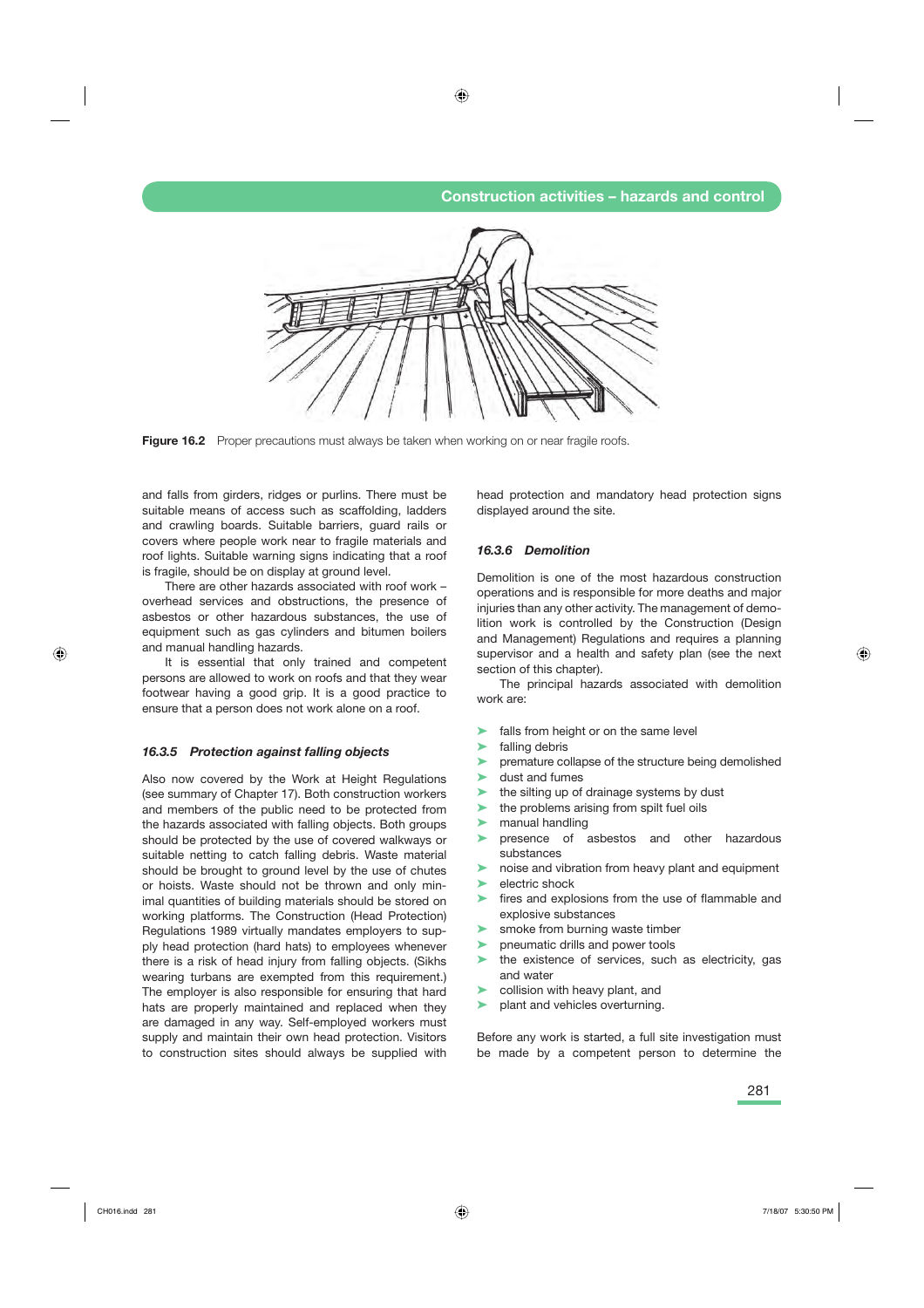**Figure 16.2** Proper precautions must always be taken when working on or near fragile roofs.

and falls from girders, ridges or purlins. There must be suitable means of access such as scaffolding, ladders and crawling boards. Suitable barriers, guard rails or covers where people work near to fragile materials and roof lights. Suitable warning signs indicating that a roof is fragile, should be on display at ground level.

There are other hazards associated with roof work – overhead services and obstructions, the presence of asbestos or other hazardous substances, the use of equipment such as gas cylinders and bitumen boilers and manual handling hazards.

It is essential that only trained and competent persons are allowed to work on roofs and that they wear footwear having a good grip. It is a good practice to ensure that a person does not work alone on a roof.

### *16.3.5 Protection against falling objects*

Also now covered by the Work at Height Regulations (see summary of Chapter 17). Both construction workers and members of the public need to be protected from the hazards associated with falling objects. Both groups should be protected by the use of covered walkways or suitable netting to catch falling debris. Waste material should be brought to ground level by the use of chutes or hoists. Waste should not be thrown and only minimal quantities of building materials should be stored on working platforms. The Construction (Head Protection) Regulations 1989 virtually mandates employers to supply head protection (hard hats) to employees whenever there is a risk of head injury from falling objects. (Sikhs wearing turbans are exempted from this requirement.) The employer is also responsible for ensuring that hard hats are properly maintained and replaced when they are damaged in any way. Self-employed workers must supply and maintain their own head protection. Visitors to construction sites should always be supplied with head protection and mandatory head protection signs displayed around the site.

### *16.3.6 Demolition*

Demolition is one of the most hazardous construction operations and is responsible for more deaths and major injuries than any other activity. The management of demolition work is controlled by the Construction (Design and Management) Regulations and requires a planning supervisor and a health and safety plan (see the next section of this chapter).

The principal hazards associated with demolition work are:

- falls from height or on the same level
- falling debris
- premature collapse of the structure being demolished
- dust and fumes
- the silting up of drainage systems by dust
- the problems arising from spilt fuel oils
- manual handling
- presence of asbestos and other hazardous substances
- noise and vibration from heavy plant and equipment
- electric shock
- fires and explosions from the use of flammable and explosive substances
- smoke from burning waste timber
- pneumatic drills and power tools
- the existence of services, such as electricity, gas and water
- collision with heavy plant, and
- plant and vehicles overturning.

Before any work is started, a full site investigation must be made by a competent person to determine the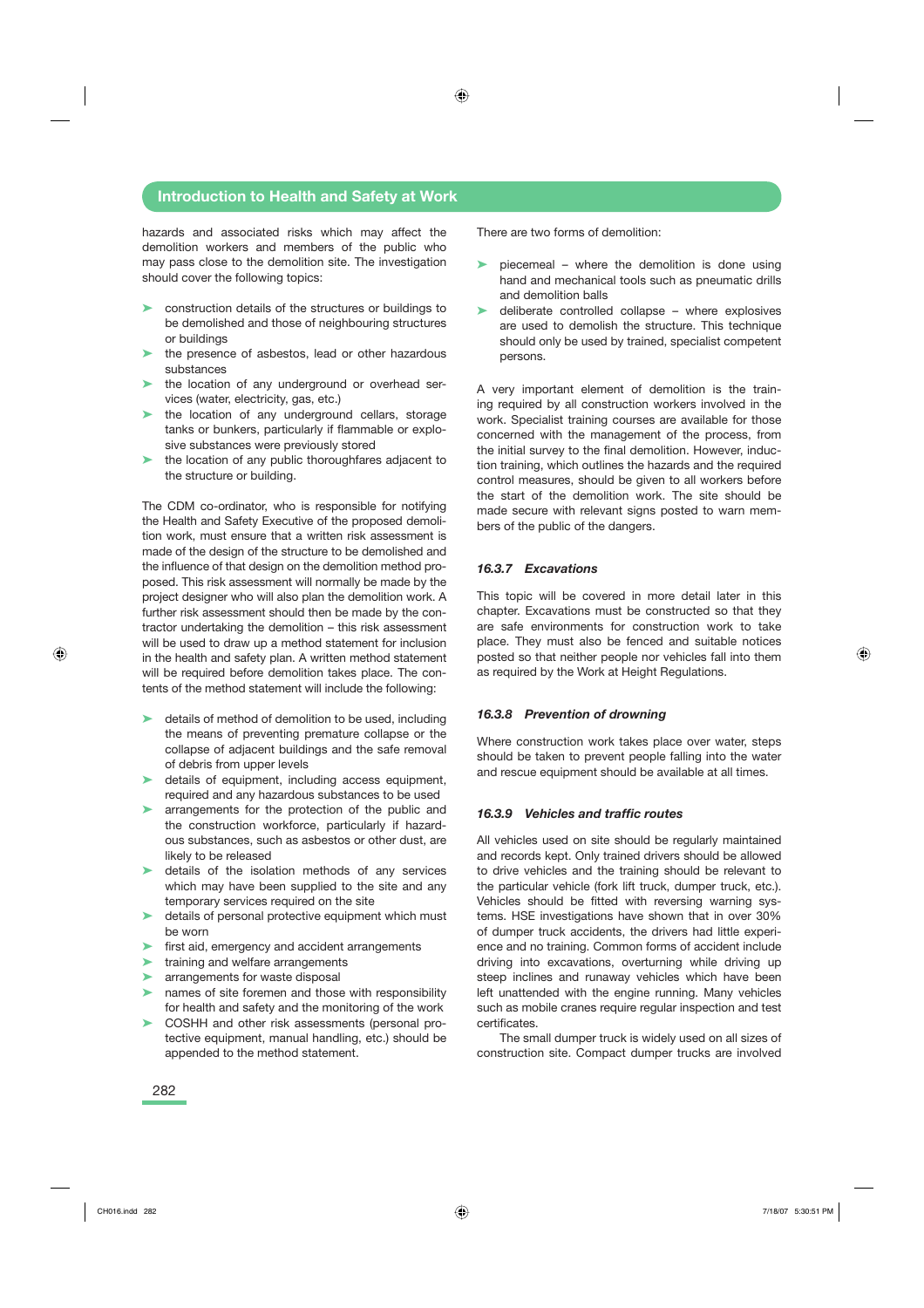hazards and associated risks which may affect the demolition workers and members of the public who may pass close to the demolition site. The investigation should cover the following topics:

- construction details of the structures or buildings to be demolished and those of neighbouring structures or buildings
- the presence of asbestos, lead or other hazardous substances
- the location of any underground or overhead services (water, electricity, gas, etc.)
- the location of any underground cellars, storage tanks or bunkers, particularly if flammable or explosive substances were previously stored
- the location of any public thoroughfares adjacent to the structure or building.

The CDM co-ordinator, who is responsible for notifying the Health and Safety Executive of the proposed demolition work, must ensure that a written risk assessment is made of the design of the structure to be demolished and the influence of that design on the demolition method proposed. This risk assessment will normally be made by the project designer who will also plan the demolition work. A further risk assessment should then be made by the contractor undertaking the demolition – this risk assessment will be used to draw up a method statement for inclusion in the health and safety plan. A written method statement will be required before demolition takes place. The contents of the method statement will include the following:

- details of method of demolition to be used, including the means of preventing premature collapse or the collapse of adjacent buildings and the safe removal of debris from upper levels
- details of equipment, including access equipment, required and any hazardous substances to be used
- arrangements for the protection of the public and the construction workforce, particularly if hazardous substances, such as asbestos or other dust, are likely to be released
- details of the isolation methods of any services which may have been supplied to the site and any temporary services required on the site
- details of personal protective equipment which must be worn
- first aid, emergency and accident arrangements
- training and welfare arrangements
- arrangements for waste disposal
- names of site foremen and those with responsibility for health and safety and the monitoring of the work
- COSHH and other risk assessments (personal protective equipment, manual handling, etc.) should be appended to the method statement.

There are two forms of demolition:

- piecemeal – where the demolition is done using hand and mechanical tools such as pneumatic drills and demolition balls
- deliberate controlled collapse – where explosives are used to demolish the structure. This technique should only be used by trained, specialist competent persons.

A very important element of demolition is the training required by all construction workers involved in the work. Specialist training courses are available for those concerned with the management of the process, from the initial survey to the final demolition. However, induction training, which outlines the hazards and the required control measures, should be given to all workers before the start of the demolition work. The site should be made secure with relevant signs posted to warn members of the public of the dangers.

### 16.3.7 *Excavations*

This topic will be covered in more detail later in this chapter. Excavations must be constructed so that they are safe environments for construction work to take place. They must also be fenced and suitable notices posted so that neither people nor vehicles fall into them as required by the Work at Height Regulations.

### 16.3.8 *Prevention of drowning*

Where construction work takes place over water, steps should be taken to prevent people falling into the water and rescue equipment should be available at all times.

### 16.3.9 *Vehicles and traffic routes*

All vehicles used on site should be regularly maintained and records kept. Only trained drivers should be allowed to drive vehicles and the training should be relevant to the particular vehicle (fork lift truck, dumper truck, etc.). Vehicles should be fitted with reversing warning systems. HSE investigations have shown that in over 30% of dumper truck accidents, the drivers had little experience and no training. Common forms of accident include driving into excavations, overturning while driving up steep inclines and runaway vehicles which have been left unattended with the engine running. Many vehicles such as mobile cranes require regular inspection and test certificates.

The small dumper truck is widely used on all sizes of construction site. Compact dumper trucks are involved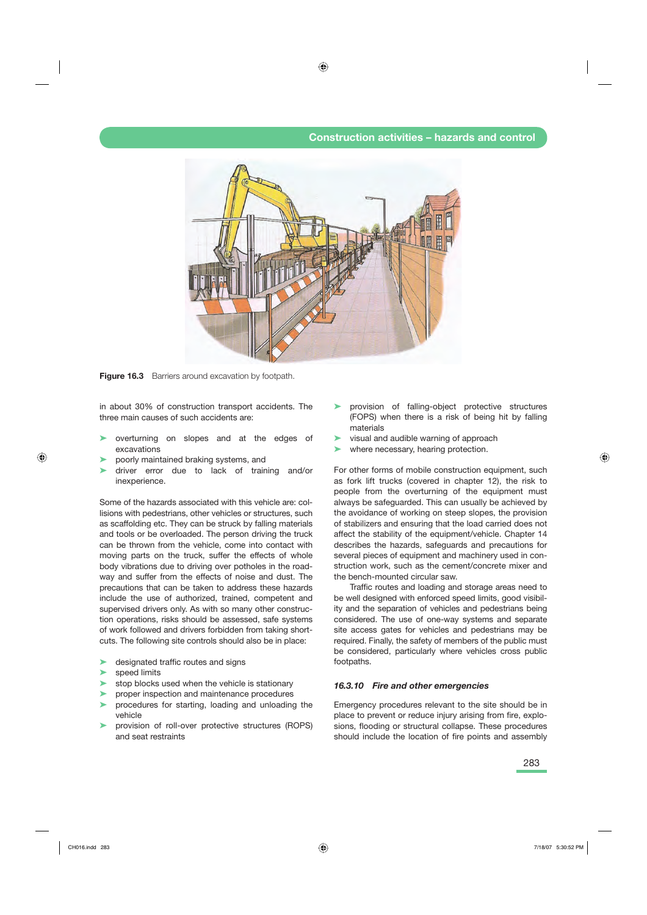Figure 16.3 Barriers around excavation by footpath.

in about 30% of construction transport accidents. The three main causes of such accidents are:

- overturning on slopes and at the edges of excavations
- poorly maintained braking systems, and
- driver error due to lack of training and/or inexperience.

Some of the hazards associated with this vehicle are: collisions with pedestrians, other vehicles or structures, such as scaffolding etc. They can be struck by falling materials and tools or be overloaded. The person driving the truck can be thrown from the vehicle, come into contact with moving parts on the truck, suffer the effects of whole body vibrations due to driving over potholes in the roadway and suffer from the effects of noise and dust. The precautions that can be taken to address these hazards include the use of authorized, trained, competent and supervised drivers only. As with so many other construction operations, risks should be assessed, safe systems of work followed and drivers forbidden from taking short-cuts. The following site controls should also be in place:

- designated traffic routes and signs
- speed limits
- stop blocks used when the vehicle is stationary
- proper inspection and maintenance procedures
- procedures for starting, loading and unloading the vehicle
- provision of roll-over protective structures (ROPS) and seat restraints
- provision of falling-object protective structures (FOPS) when there is a risk of being hit by falling materials
- visual and audible warning of approach
- where necessary, hearing protection.

For other forms of mobile construction equipment, such as fork lift trucks (covered in chapter 12), the risk to people from the overturning of the equipment must always be safeguarded. This can usually be achieved by the avoidance of working on steep slopes, the provision of stabilizers and ensuring that the load carried does not affect the stability of the equipment/vehicle. Chapter 14 describes the hazards, safeguards and precautions for several pieces of equipment and machinery used in construction work, such as the cement/concrete mixer and the bench-mounted circular saw.

Traffic routes and loading and storage areas need to be well designed with enforced speed limits, good visibility and the separation of vehicles and pedestrians being considered. The use of one-way systems and separate site access gates for vehicles and pedestrians may be required. Finally, the safety of members of the public must be considered, particularly where vehicles cross public footpaths.

### *16.3.10 Fire and other emergencies*

Emergency procedures relevant to the site should be in place to prevent or reduce injury arising from fire, explosions, flooding or structural collapse. These procedures should include the location of fire points and assembly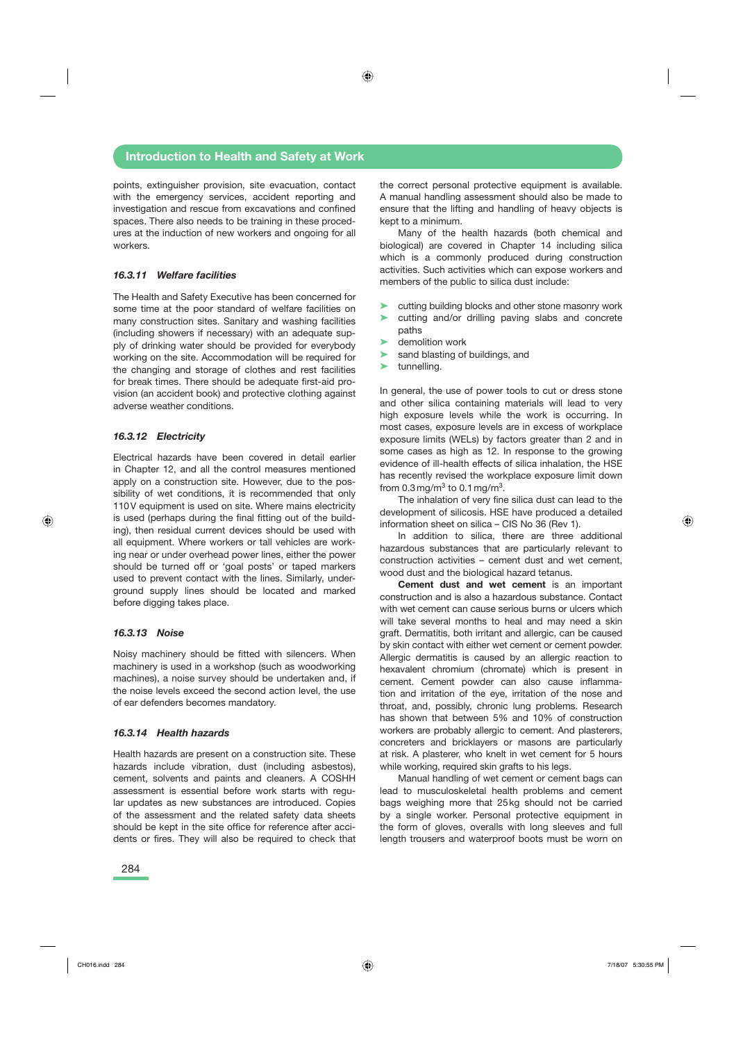points, extinguisher provision, site evacuation, contact with the emergency services, accident reporting and investigation and rescue from excavations and confined spaces. There also needs to be training in these procedures at the induction of new workers and ongoing for all workers.

### *16.3.11 Welfare facilities*

The Health and Safety Executive has been concerned for some time at the poor standard of welfare facilities on many construction sites. Sanitary and washing facilities (including showers if necessary) with an adequate supply of drinking water should be provided for everybody working on the site. Accommodation will be required for the changing and storage of clothes and rest facilities for break times. There should be adequate first-aid provision (an accident book) and protective clothing against adverse weather conditions.

### *16.3.12 Electricity*

Electrical hazards have been covered in detail earlier in Chapter 12, and all the control measures mentioned apply on a construction site. However, due to the possibility of wet conditions, it is recommended that only 110 V equipment is used on site. Where mains electricity is used (perhaps during the final fitting out of the building), then residual current devices should be used with all equipment. Where workers or tall vehicles are working near or under overhead power lines, either the power should be turned off or 'goal posts' or taped markers used to prevent contact with the lines. Similarly, underground supply lines should be located and marked before digging takes place.

### *16.3.13 Noise*

Noisy machinery should be fitted with silencers. When machinery is used in a workshop (such as woodworking machines), a noise survey should be undertaken and, if the noise levels exceed the second action level, the use of ear defenders becomes mandatory.

### *16.3.14 Health hazards*

Health hazards are present on a construction site. These hazards include vibration, dust (including asbestos), cement, solvents and paints and cleaners. A COSHH assessment is essential before work starts with regular updates as new substances are introduced. Copies of the assessment and the related safety data sheets should be kept in the site office for reference after accidents or fires. They will also be required to check that the correct personal protective equipment is available. A manual handling assessment should also be made to ensure that the lifting and handling of heavy objects is kept to a minimum.

Many of the health hazards (both chemical and biological) are covered in Chapter 14 including silica which is a commonly produced during construction activities. Such activities which can expose workers and members of the public to silica dust include:

- cutting building blocks and other stone masonry work
- cutting and/or drilling paving slabs and concrete paths
- demolition work
- sand blasting of buildings, and
- tunnelling.

In general, the use of power tools to cut or dress stone and other silica containing materials will lead to very high exposure levels while the work is occurring. In most cases, exposure levels are in excess of workplace exposure limits (WELs) by factors greater than 2 and in some cases as high as 12. In response to the growing evidence of ill-health effects of silica inhalation, the HSE has recently revised the workplace exposure limit down from 0.3 mg/m$^3$ to 0.1 mg/m$^3$.

The inhalation of very fine silica dust can lead to the development of silicosis. HSE have produced a detailed information sheet on silica – CIS No 36 (Rev 1).

In addition to silica, there are three additional hazardous substances that are particularly relevant to construction activities – cement dust and wet cement, wood dust and the biological hazard tetanus.

**Cement dust and wet cement** is an important construction and is also a hazardous substance. Contact with wet cement can cause serious burns or ulcers which will take several months to heal and may need a skin graft. Dermatitis, both irritant and allergic, can be caused by skin contact with either wet cement or cement powder. Allergic dermatitis is caused by an allergic reaction to hexavalent chromium (chromate) which is present in cement. Cement powder can also cause inflammation and irritation of the eye, irritation of the nose and throat, and, possibly, chronic lung problems. Research has shown that between 5% and 10% of construction workers are probably allergic to cement. And plasterers, concreters and bricklayers or masons are particularly at risk. A plasterer, who knelt in wet cement for 5 hours while working, required skin grafts to his legs.

Manual handling of wet cement or cement bags can lead to musculoskeletal health problems and cement bags weighing more that 25 kg should not be carried by a single worker. Personal protective equipment in the form of gloves, overalls with long sleeves and full length trousers and waterproof boots must be worn on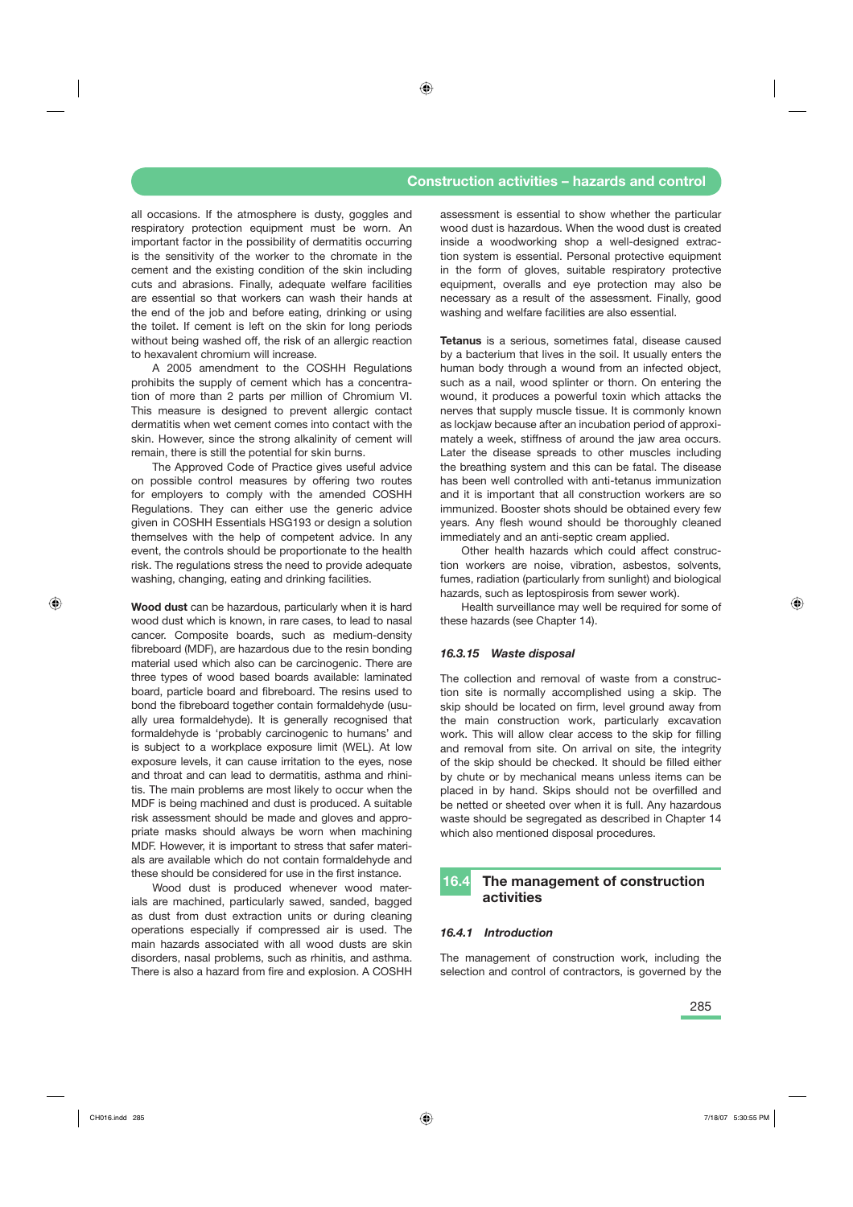all occasions. If the atmosphere is dusty, goggles and respiratory protection equipment must be worn. An important factor in the possibility of dermatitis occurring is the sensitivity of the worker to the chromate in the cement and the existing condition of the skin including cuts and abrasions. Finally, adequate welfare facilities are essential so that workers can wash their hands at the end of the job and before eating, drinking or using the toilet. If cement is left on the skin for long periods without being washed off, the risk of an allergic reaction to hexavalent chromium will increase.

A 2005 amendment to the COSHH Regulations prohibits the supply of cement which has a concentration of more than 2 parts per million of Chromium VI. This measure is designed to prevent allergic contact dermatitis when wet cement comes into contact with the skin. However, since the strong alkalinity of cement will remain, there is still the potential for skin burns.

The Approved Code of Practice gives useful advice on possible control measures by offering two routes for employers to comply with the amended COSHH Regulations. They can either use the generic advice given in COSHH Essentials HSG193 or design a solution themselves with the help of competent advice. In any event, the controls should be proportionate to the health risk. The regulations stress the need to provide adequate washing, changing, eating and drinking facilities.

**Wood dust** can be hazardous, particularly when it is hard wood dust which is known, in rare cases, to lead to nasal cancer. Composite boards, such as medium-density fibreboard (MDF), are hazardous due to the resin bonding material used which also can be carcinogenic. There are three types of wood based boards available: laminated board, particle board and fibreboard. The resins used to bond the fibreboard together contain formaldehyde (usually urea formaldehyde). It is generally recognised that formaldehyde is 'probably carcinogenic to humans' and is subject to a workplace exposure limit (WEL). At low exposure levels, it can cause irritation to the eyes, nose and throat and can lead to dermatitis, asthma and rhinitis. The main problems are most likely to occur when the MDF is being machined and dust is produced. A suitable risk assessment should be made and gloves and appropriate masks should always be worn when machining MDF. However, it is important to stress that safer materials are available which do not contain formaldehyde and these should be considered for use in the first instance.

Wood dust is produced whenever wood materials are machined, particularly sawed, sanded, bagged as dust from dust extraction units or during cleaning operations especially if compressed air is used. The main hazards associated with all wood dusts are skin disorders, nasal problems, such as rhinitis, and asthma. There is also a hazard from fire and explosion. A COSHH assessment is essential to show whether the particular wood dust is hazardous. When the wood dust is created inside a woodworking shop a well-designed extraction system is essential. Personal protective equipment in the form of gloves, suitable respiratory protective equipment, overalls and eye protection may also be necessary as a result of the assessment. Finally, good washing and welfare facilities are also essential.

**Tetanus** is a serious, sometimes fatal, disease caused by a bacterium that lives in the soil. It usually enters the human body through a wound from an infected object, such as a nail, wood splinter or thorn. On entering the wound, it produces a powerful toxin which attacks the nerves that supply muscle tissue. It is commonly known as lockjaw because after an incubation period of approximately a week, stiffness of around the jaw area occurs. Later the disease spreads to other muscles including the breathing system and this can be fatal. The disease has been well controlled with anti-tetanus immunization and it is important that all construction workers are so immunized. Booster shots should be obtained every few years. Any flesh wound should be thoroughly cleaned immediately and an anti-septic cream applied.

Other health hazards which could affect construction workers are noise, vibration, asbestos, solvents, fumes, radiation (particularly from sunlight) and biological hazards, such as leptospirosis from sewer work).

Health surveillance may well be required for some of these hazards (see Chapter 14).

#### *16.3.15 Waste disposal*

The collection and removal of waste from a construction site is normally accomplished using a skip. The skip should be located on firm, level ground away from the main construction work, particularly excavation work. This will allow clear access to the skip for filling and removal from site. On arrival on site, the integrity of the skip should be checked. It should be filled either by chute or by mechanical means unless items can be placed in by hand. Skips should not be overfilled and be netted or sheeted over when it is full. Any hazardous waste should be segregated as described in Chapter 14 which also mentioned disposal procedures.

## 16.4 The management of construction activities

#### *16.4.1 Introduction*

The management of construction work, including the selection and control of contractors, is governed by the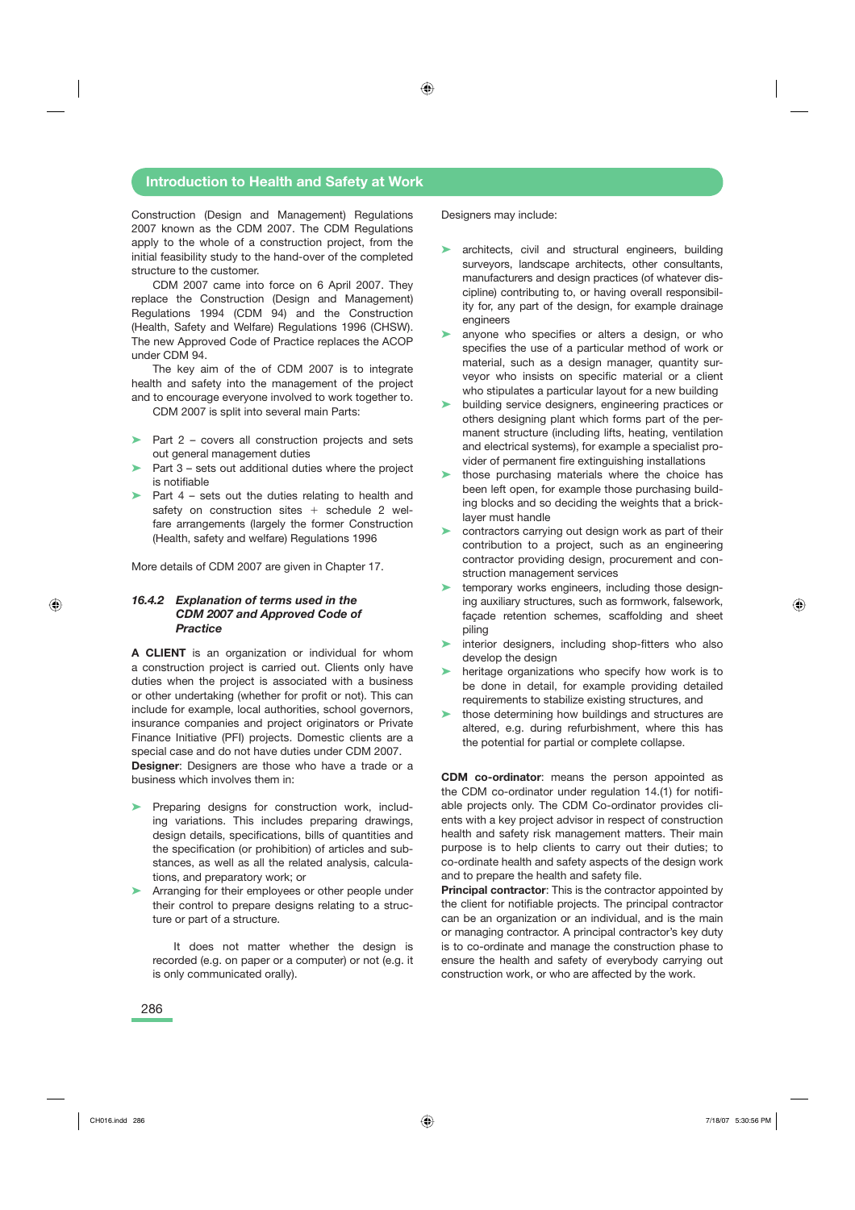Construction (Design and Management) Regulations 2007 known as the CDM 2007. The CDM Regulations apply to the whole of a construction project, from the initial feasibility study to the hand-over of the completed structure to the customer.

CDM 2007 came into force on 6 April 2007. They replace the Construction (Design and Management) Regulations 1994 (CDM 94) and the Construction (Health, Safety and Welfare) Regulations 1996 (CHSW). The new Approved Code of Practice replaces the ACOP under CDM 94.

The key aim of the of CDM 2007 is to integrate health and safety into the management of the project and to encourage everyone involved to work together to.

CDM 2007 is split into several main Parts:

- Part 2 – covers all construction projects and sets out general management duties
- Part 3 – sets out additional duties where the project is notifiable
- Part 4 – sets out the duties relating to health and safety on construction sites + schedule 2 welfare arrangements (largely the former Construction (Health, safety and welfare) Regulations 1996

More details of CDM 2007 are given in Chapter 17.

### *16.4.2 Explanation of terms used in the CDM 2007 and Approved Code of Practice*

**A CLIENT** is an organization or individual for whom a construction project is carried out. Clients only have duties when the project is associated with a business or other undertaking (whether for profit or not). This can include for example, local authorities, school governors, insurance companies and project originators or Private Finance Initiative (PFI) projects. Domestic clients are a special case and do not have duties under CDM 2007.

**Designer**: Designers are those who have a trade or a business which involves them in:

- Preparing designs for construction work, including variations. This includes preparing drawings, design details, specifications, bills of quantities and the specification (or prohibition) of articles and substances, as well as all the related analysis, calculations, and preparatory work; or
- Arranging for their employees or other people under their control to prepare designs relating to a structure or part of a structure.

It does not matter whether the design is recorded (e.g. on paper or a computer) or not (e.g. it is only communicated orally).

Designers may include:

- architects, civil and structural engineers, building surveyors, landscape architects, other consultants, manufacturers and design practices (of whatever discipline) contributing to, or having overall responsibility for, any part of the design, for example drainage engineers
- anyone who specifies or alters a design, or who specifies the use of a particular method of work or material, such as a design manager, quantity surveyor who insists on specific material or a client who stipulates a particular layout for a new building
- building service designers, engineering practices or others designing plant which forms part of the permanent structure (including lifts, heating, ventilation and electrical systems), for example a specialist provider of permanent fire extinguishing installations
- those purchasing materials where the choice has been left open, for example those purchasing building blocks and so deciding the weights that a bricklayer must handle
- contractors carrying out design work as part of their contribution to a project, such as an engineering contractor providing design, procurement and construction management services
- temporary works engineers, including those designing auxiliary structures, such as formwork, falsework, façade retention schemes, scaffolding and sheet piling
- interior designers, including shop-fitters who also develop the design
- heritage organizations who specify how work is to be done in detail, for example providing detailed requirements to stabilize existing structures, and
- those determining how buildings and structures are altered, e.g. during refurbishment, where this has the potential for partial or complete collapse.

**CDM co-ordinator**: means the person appointed as the CDM co-ordinator under regulation 14.(1) for notifiable projects only. The CDM Co-ordinator provides clients with a key project advisor in respect of construction health and safety risk management matters. Their main purpose is to help clients to carry out their duties; to co-ordinate health and safety aspects of the design work and to prepare the health and safety file.

**Principal contractor**: This is the contractor appointed by the client for notifiable projects. The principal contractor can be an organization or an individual, and is the main or managing contractor. A principal contractor's key duty is to co-ordinate and manage the construction phase to ensure the health and safety of everybody carrying out construction work, or who are affected by the work.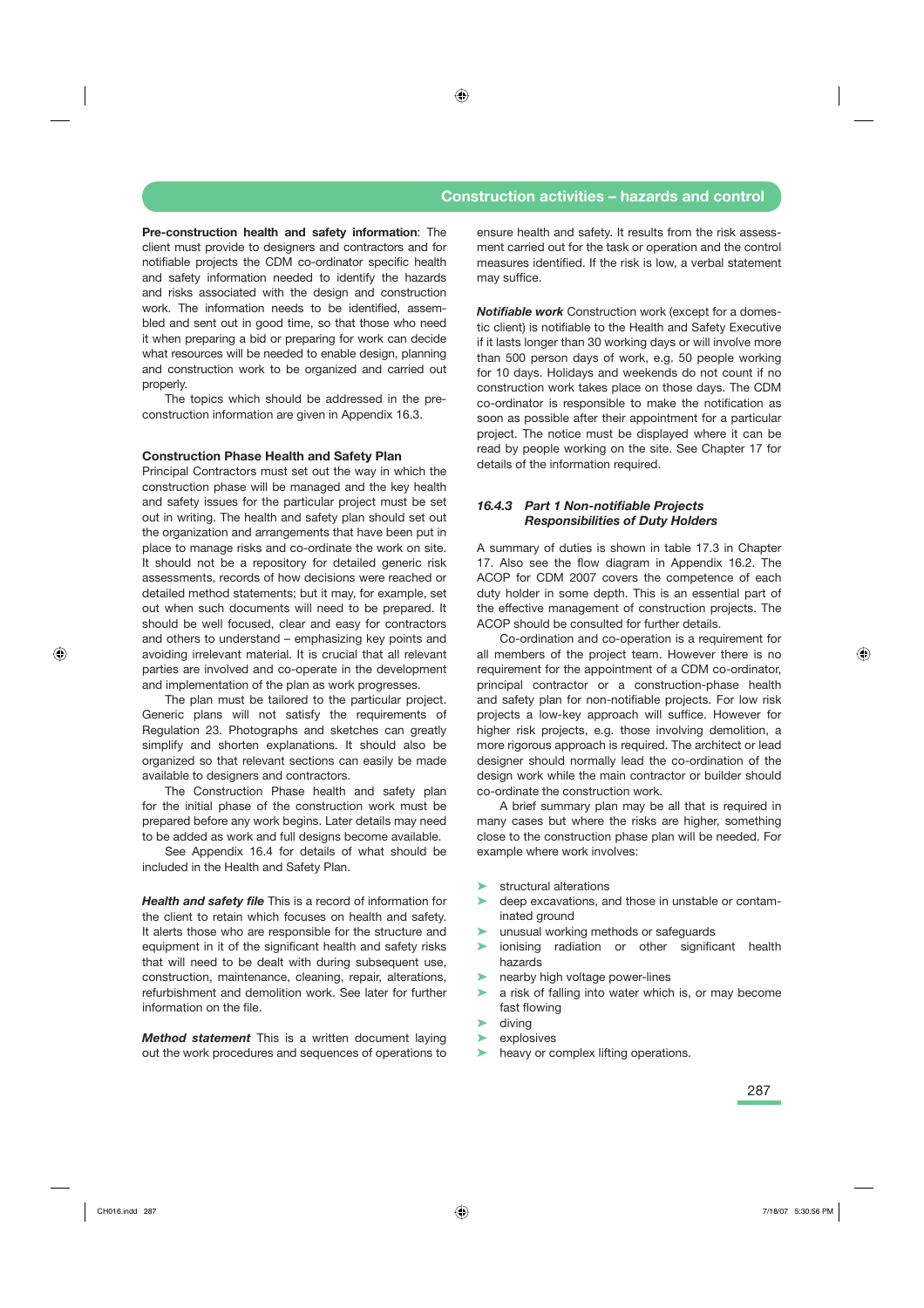**Pre-construction health and safety information**: The client must provide to designers and contractors and for notifiable projects the CDM co-ordinator specific health and safety information needed to identify the hazards and risks associated with the design and construction work. The information needs to be identified, assembled and sent out in good time, so that those who need it when preparing a bid or preparing for work can decide what resources will be needed to enable design, planning and construction work to be organized and carried out properly.

The topics which should be addressed in the pre-construction information are given in Appendix 16.3.

**Construction Phase Health and Safety Plan**

Principal Contractors must set out the way in which the construction phase will be managed and the key health and safety issues for the particular project must be set out in writing. The health and safety plan should set out the organization and arrangements that have been put in place to manage risks and co-ordinate the work on site. It should not be a repository for detailed generic risk assessments, records of how decisions were reached or detailed method statements; but it may, for example, set out when such documents will need to be prepared. It should be well focused, clear and easy for contractors and others to understand – emphasizing key points and avoiding irrelevant material. It is crucial that all relevant parties are involved and co-operate in the development and implementation of the plan as work progresses.

The plan must be tailored to the particular project. Generic plans will not satisfy the requirements of Regulation 23. Photographs and sketches can greatly simplify and shorten explanations. It should also be organized so that relevant sections can easily be made available to designers and contractors.

The Construction Phase health and safety plan for the initial phase of the construction work must be prepared before any work begins. Later details may need to be added as work and full designs become available.

See Appendix 16.4 for details of what should be included in the Health and Safety Plan.

***Health and safety file*** This is a record of information for the client to retain which focuses on health and safety. It alerts those who are responsible for the structure and equipment in it of the significant health and safety risks that will need to be dealt with during subsequent use, construction, maintenance, cleaning, repair, alterations, refurbishment and demolition work. See later for further information on the file.

***Method statement*** This is a written document laying out the work procedures and sequences of operations to ensure health and safety. It results from the risk assessment carried out for the task or operation and the control measures identified. If the risk is low, a verbal statement may suffice.

***Notifiable work*** Construction work (except for a domestic client) is notifiable to the Health and Safety Executive if it lasts longer than 30 working days or will involve more than 500 person days of work, e.g. 50 people working for 10 days. Holidays and weekends do not count if no construction work takes place on those days. The CDM co-ordinator is responsible to make the notification as soon as possible after their appointment for a particular project. The notice must be displayed where it can be read by people working on the site. See Chapter 17 for details of the information required.

### *16.4.3 Part 1 Non-notifiable Projects Responsibilities of Duty Holders*

A summary of duties is shown in table 17.3 in Chapter 17. Also see the flow diagram in Appendix 16.2. The ACOP for CDM 2007 covers the competence of each duty holder in some depth. This is an essential part of the effective management of construction projects. The ACOP should be consulted for further details.

Co-ordination and co-operation is a requirement for all members of the project team. However there is no requirement for the appointment of a CDM co-ordinator, principal contractor or a construction-phase health and safety plan for non-notifiable projects. For low risk projects a low-key approach will suffice. However for higher risk projects, e.g. those involving demolition, a more rigorous approach is required. The architect or lead designer should normally lead the co-ordination of the design work while the main contractor or builder should co-ordinate the construction work.

A brief summary plan may be all that is required in many cases but where the risks are higher, something close to the construction phase plan will be needed. For example where work involves:

- structural alterations
- deep excavations, and those in unstable or contaminated ground
- unusual working methods or safeguards
- ionising radiation or other significant health hazards
- nearby high voltage power-lines
- a risk of falling into water which is, or may become fast flowing
- diving
- explosives
- heavy or complex lifting operations.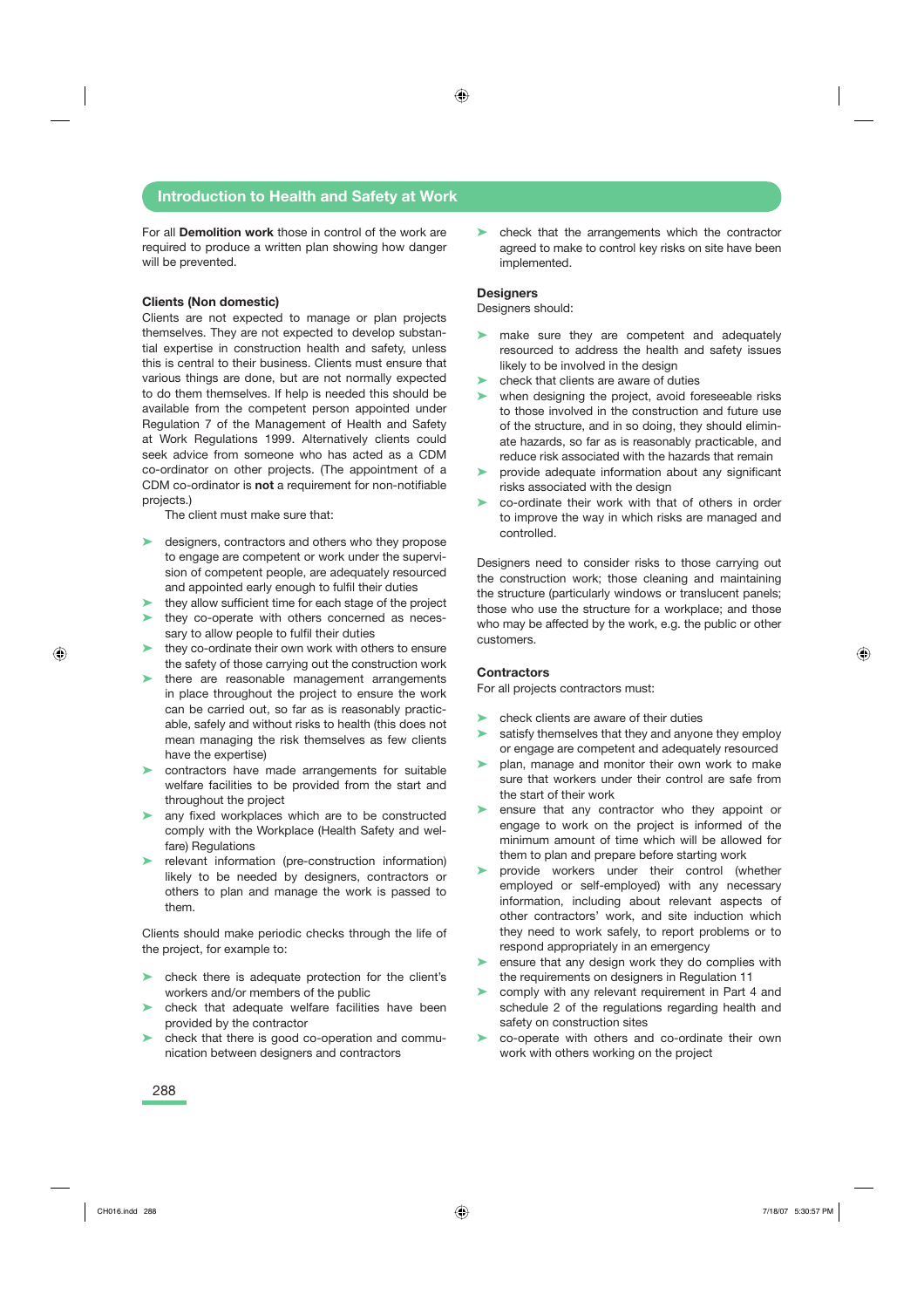For all **Demolition work** those in control of the work are required to produce a written plan showing how danger will be prevented.

### Clients (Non domestic)

Clients are not expected to manage or plan projects themselves. They are not expected to develop substantial expertise in construction health and safety, unless this is central to their business. Clients must ensure that various things are done, but are not normally expected to do them themselves. If help is needed this should be available from the competent person appointed under Regulation 7 of the Management of Health and Safety at Work Regulations 1999. Alternatively clients could seek advice from someone who has acted as a CDM co-ordinator on other projects. (The appointment of a CDM co-ordinator is **not** a requirement for non-notifiable projects.)

The client must make sure that:

- designers, contractors and others who they propose to engage are competent or work under the supervision of competent people, are adequately resourced and appointed early enough to fulfil their duties
- they allow sufficient time for each stage of the project
- they co-operate with others concerned as necessary to allow people to fulfil their duties
- they co-ordinate their own work with others to ensure the safety of those carrying out the construction work
- there are reasonable management arrangements in place throughout the project to ensure the work can be carried out, so far as is reasonably practicable, safely and without risks to health (this does not mean managing the risk themselves as few clients have the expertise)
- contractors have made arrangements for suitable welfare facilities to be provided from the start and throughout the project
- any fixed workplaces which are to be constructed comply with the Workplace (Health Safety and welfare) Regulations
- relevant information (pre-construction information) likely to be needed by designers, contractors or others to plan and manage the work is passed to them.

Clients should make periodic checks through the life of the project, for example to:

- check there is adequate protection for the client's workers and/or members of the public
- check that adequate welfare facilities have been provided by the contractor
- check that there is good co-operation and communication between designers and contractors
- check that the arrangements which the contractor agreed to make to control key risks on site have been implemented.

### Designers

Designers should:

- make sure they are competent and adequately resourced to address the health and safety issues likely to be involved in the design
- check that clients are aware of duties
- when designing the project, avoid foreseeable risks to those involved in the construction and future use of the structure, and in so doing, they should eliminate hazards, so far as is reasonably practicable, and reduce risk associated with the hazards that remain
- provide adequate information about any significant risks associated with the design
- co-ordinate their work with that of others in order to improve the way in which risks are managed and controlled.

Designers need to consider risks to those carrying out the construction work; those cleaning and maintaining the structure (particularly windows or translucent panels; those who use the structure for a workplace; and those who may be affected by the work, e.g. the public or other customers.

### Contractors

For all projects contractors must:

- check clients are aware of their duties
- satisfy themselves that they and anyone they employ or engage are competent and adequately resourced
- plan, manage and monitor their own work to make sure that workers under their control are safe from the start of their work
- ensure that any contractor who they appoint or engage to work on the project is informed of the minimum amount of time which will be allowed for them to plan and prepare before starting work
- provide workers under their control (whether employed or self-employed) with any necessary information, including about relevant aspects of other contractors' work, and site induction which they need to work safely, to report problems or to respond appropriately in an emergency
- ensure that any design work they do complies with the requirements on designers in Regulation 11
- comply with any relevant requirement in Part 4 and schedule 2 of the regulations regarding health and safety on construction sites
- co-operate with others and co-ordinate their own work with others working on the project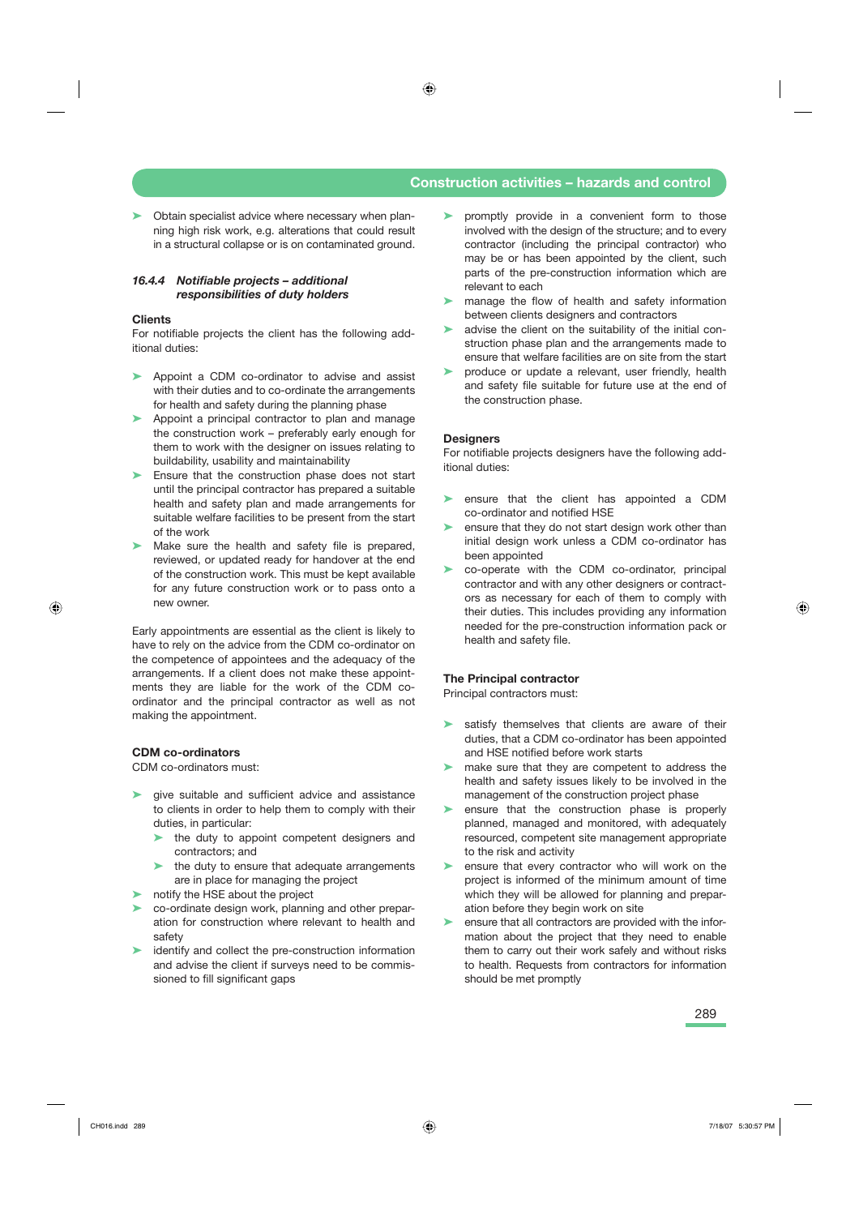- Obtain specialist advice where necessary when planning high risk work, e.g. alterations that could result in a structural collapse or is on contaminated ground.

### *16.4.4 Notifiable projects – additional responsibilities of duty holders*

**Clients**

For notifiable projects the client has the following additional duties:

- Appoint a CDM co-ordinator to advise and assist with their duties and to co-ordinate the arrangements for health and safety during the planning phase
- Appoint a principal contractor to plan and manage the construction work – preferably early enough for them to work with the designer on issues relating to buildability, usability and maintainability
- Ensure that the construction phase does not start until the principal contractor has prepared a suitable health and safety plan and made arrangements for suitable welfare facilities to be present from the start of the work
- Make sure the health and safety file is prepared, reviewed, or updated ready for handover at the end of the construction work. This must be kept available for any future construction work or to pass onto a new owner.

Early appointments are essential as the client is likely to have to rely on the advice from the CDM co-ordinator on the competence of appointees and the adequacy of the arrangements. If a client does not make these appointments they are liable for the work of the CDM co-ordinator and the principal contractor as well as not making the appointment.

**CDM co-ordinators**

CDM co-ordinators must:

- give suitable and sufficient advice and assistance to clients in order to help them to comply with their duties, in particular:
  - the duty to appoint competent designers and contractors; and
  - the duty to ensure that adequate arrangements are in place for managing the project
- notify the HSE about the project
- co-ordinate design work, planning and other preparation for construction where relevant to health and safety
- identify and collect the pre-construction information and advise the client if surveys need to be commissioned to fill significant gaps
- promptly provide in a convenient form to those involved with the design of the structure; and to every contractor (including the principal contractor) who may be or has been appointed by the client, such parts of the pre-construction information which are relevant to each
- manage the flow of health and safety information between clients designers and contractors
- advise the client on the suitability of the initial construction phase plan and the arrangements made to ensure that welfare facilities are on site from the start
- produce or update a relevant, user friendly, health and safety file suitable for future use at the end of the construction phase.

**Designers**

For notifiable projects designers have the following additional duties:

- ensure that the client has appointed a CDM co-ordinator and notified HSE
- ensure that they do not start design work other than initial design work unless a CDM co-ordinator has been appointed
- co-operate with the CDM co-ordinator, principal contractor and with any other designers or contractors as necessary for each of them to comply with their duties. This includes providing any information needed for the pre-construction information pack or health and safety file.

**The Principal contractor**

Principal contractors must:

- satisfy themselves that clients are aware of their duties, that a CDM co-ordinator has been appointed and HSE notified before work starts
- make sure that they are competent to address the health and safety issues likely to be involved in the management of the construction project phase
- ensure that the construction phase is properly planned, managed and monitored, with adequately resourced, competent site management appropriate to the risk and activity
- ensure that every contractor who will work on the project is informed of the minimum amount of time which they will be allowed for planning and preparation before they begin work on site
- ensure that all contractors are provided with the information about the project that they need to enable them to carry out their work safely and without risks to health. Requests from contractors for information should be met promptly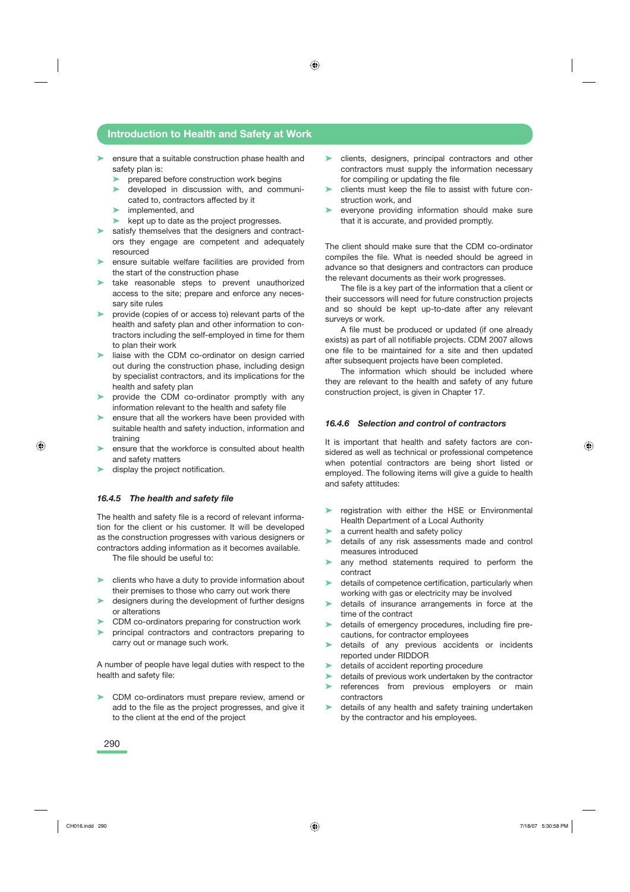- ensure that a suitable construction phase health and safety plan is:
  - prepared before construction work begins
  - developed in discussion with, and communicated to, contractors affected by it
  - implemented, and
  - kept up to date as the project progresses.
- satisfy themselves that the designers and contractors they engage are competent and adequately resourced
- ensure suitable welfare facilities are provided from the start of the construction phase
- take reasonable steps to prevent unauthorized access to the site; prepare and enforce any necessary site rules
- provide (copies of or access to) relevant parts of the health and safety plan and other information to contractors including the self-employed in time for them to plan their work
- liaise with the CDM co-ordinator on design carried out during the construction phase, including design by specialist contractors, and its implications for the health and safety plan
- provide the CDM co-ordinator promptly with any information relevant to the health and safety file
- ensure that all the workers have been provided with suitable health and safety induction, information and training
- ensure that the workforce is consulted about health and safety matters
- display the project notification.

### *16.4.5 The health and safety file*

The health and safety file is a record of relevant information for the client or his customer. It will be developed as the construction progresses with various designers or contractors adding information as it becomes available.

The file should be useful to:

- clients who have a duty to provide information about their premises to those who carry out work there
- designers during the development of further designs or alterations
- CDM co-ordinators preparing for construction work
- principal contractors and contractors preparing to carry out or manage such work.

A number of people have legal duties with respect to the health and safety file:

- CDM co-ordinators must prepare review, amend or add to the file as the project progresses, and give it to the client at the end of the project
- clients, designers, principal contractors and other contractors must supply the information necessary for compiling or updating the file
- clients must keep the file to assist with future construction work, and
- everyone providing information should make sure that it is accurate, and provided promptly.

The client should make sure that the CDM co-ordinator compiles the file. What is needed should be agreed in advance so that designers and contractors can produce the relevant documents as their work progresses.

The file is a key part of the information that a client or their successors will need for future construction projects and so should be kept up-to-date after any relevant surveys or work.

A file must be produced or updated (if one already exists) as part of all notifiable projects. CDM 2007 allows one file to be maintained for a site and then updated after subsequent projects have been completed.

The information which should be included where they are relevant to the health and safety of any future construction project, is given in Chapter 17.

### *16.4.6 Selection and control of contractors*

It is important that health and safety factors are considered as well as technical or professional competence when potential contractors are being short listed or employed. The following items will give a guide to health and safety attitudes:

- registration with either the HSE or Environmental Health Department of a Local Authority
- a current health and safety policy
- details of any risk assessments made and control measures introduced
- any method statements required to perform the contract
- details of competence certification, particularly when working with gas or electricity may be involved
- details of insurance arrangements in force at the time of the contract
- details of emergency procedures, including fire precautions, for contractor employees
- details of any previous accidents or incidents reported under RIDDOR
- details of accident reporting procedure
- details of previous work undertaken by the contractor
- references from previous employers or main contractors
- details of any health and safety training undertaken by the contractor and his employees.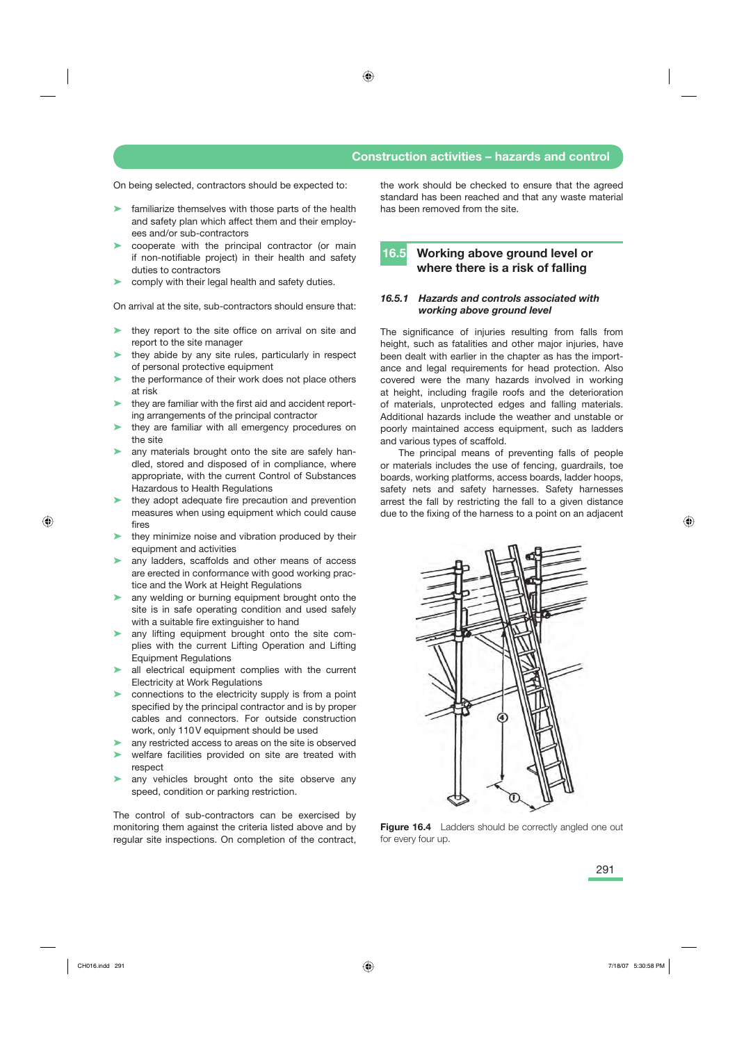On being selected, contractors should be expected to:

- familiarize themselves with those parts of the health and safety plan which affect them and their employees and/or sub-contractors
- cooperate with the principal contractor (or main if non-notifiable project) in their health and safety duties to contractors
- comply with their legal health and safety duties.

On arrival at the site, sub-contractors should ensure that:

- they report to the site office on arrival on site and report to the site manager
- they abide by any site rules, particularly in respect of personal protective equipment
- the performance of their work does not place others at risk
- they are familiar with the first aid and accident reporting arrangements of the principal contractor
- they are familiar with all emergency procedures on the site
- any materials brought onto the site are safely handled, stored and disposed of in compliance, where appropriate, with the current Control of Substances Hazardous to Health Regulations
- they adopt adequate fire precaution and prevention measures when using equipment which could cause fires
- they minimize noise and vibration produced by their equipment and activities
- any ladders, scaffolds and other means of access are erected in conformance with good working practice and the Work at Height Regulations
- any welding or burning equipment brought onto the site is in safe operating condition and used safely with a suitable fire extinguisher to hand
- any lifting equipment brought onto the site complies with the current Lifting Operation and Lifting Equipment Regulations
- all electrical equipment complies with the current Electricity at Work Regulations
- connections to the electricity supply is from a point specified by the principal contractor and is by proper cables and connectors. For outside construction work, only 110 V equipment should be used
- any restricted access to areas on the site is observed
- welfare facilities provided on site are treated with respect
- any vehicles brought onto the site observe any speed, condition or parking restriction.

The control of sub-contractors can be exercised by monitoring them against the criteria listed above and by regular site inspections. On completion of the contract, the work should be checked to ensure that the agreed standard has been reached and that any waste material has been removed from the site.

## 16.5 Working above ground level or where there is a risk of falling

### *16.5.1 Hazards and controls associated with working above ground level*

The significance of injuries resulting from falls from height, such as fatalities and other major injuries, have been dealt with earlier in the chapter as has the importance and legal requirements for head protection. Also covered were the many hazards involved in working at height, including fragile roofs and the deterioration of materials, unprotected edges and falling materials. Additional hazards include the weather and unstable or poorly maintained access equipment, such as ladders and various types of scaffold.

The principal means of preventing falls of people or materials includes the use of fencing, guardrails, toe boards, working platforms, access boards, ladder hoops, safety nets and safety harnesses. Safety harnesses arrest the fall by restricting the fall to a given distance due to the fixing of the harness to a point on an adjacent

**Figure 16.4** Ladders should be correctly angled one out for every four up.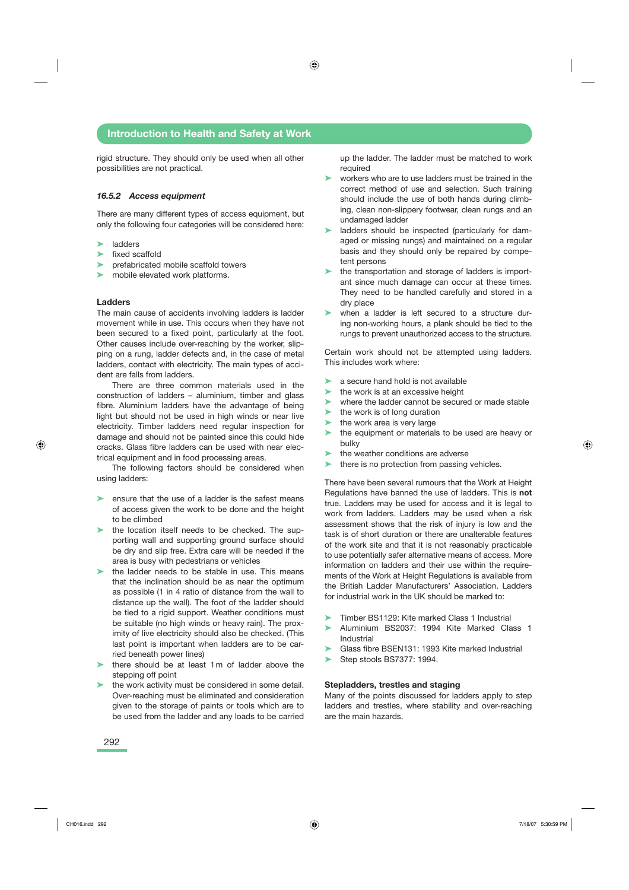rigid structure. They should only be used when all other possibilities are not practical.

### *16.5.2 Access equipment*

There are many different types of access equipment, but only the following four categories will be considered here:

- ladders
- fixed scaffold
- prefabricated mobile scaffold towers
- mobile elevated work platforms.

#### Ladders

The main cause of accidents involving ladders is ladder movement while in use. This occurs when they have not been secured to a fixed point, particularly at the foot. Other causes include over-reaching by the worker, slipping on a rung, ladder defects and, in the case of metal ladders, contact with electricity. The main types of accident are falls from ladders.

There are three common materials used in the construction of ladders – aluminium, timber and glass fibre. Aluminium ladders have the advantage of being light but should not be used in high winds or near live electricity. Timber ladders need regular inspection for damage and should not be painted since this could hide cracks. Glass fibre ladders can be used with near electrical equipment and in food processing areas.

The following factors should be considered when using ladders:

- ensure that the use of a ladder is the safest means of access given the work to be done and the height to be climbed
- the location itself needs to be checked. The supporting wall and supporting ground surface should be dry and slip free. Extra care will be needed if the area is busy with pedestrians or vehicles
- the ladder needs to be stable in use. This means that the inclination should be as near the optimum as possible (1 in 4 ratio of distance from the wall to distance up the wall). The foot of the ladder should be tied to a rigid support. Weather conditions must be suitable (no high winds or heavy rain). The proximity of live electricity should also be checked. (This last point is important when ladders are to be carried beneath power lines)
- there should be at least 1 m of ladder above the stepping off point
- the work activity must be considered in some detail. Over-reaching must be eliminated and consideration given to the storage of paints or tools which are to be used from the ladder and any loads to be carried up the ladder. The ladder must be matched to work required
- workers who are to use ladders must be trained in the correct method of use and selection. Such training should include the use of both hands during climbing, clean non-slippery footwear, clean rungs and an undamaged ladder
- ladders should be inspected (particularly for damaged or missing rungs) and maintained on a regular basis and they should only be repaired by competent persons
- the transportation and storage of ladders is important since much damage can occur at these times. They need to be handled carefully and stored in a dry place
- when a ladder is left secured to a structure during non-working hours, a plank should be tied to the rungs to prevent unauthorized access to the structure.

Certain work should not be attempted using ladders. This includes work where:

- a secure hand hold is not available
- the work is at an excessive height
- where the ladder cannot be secured or made stable
- the work is of long duration
- the work area is very large
- the equipment or materials to be used are heavy or bulky
- the weather conditions are adverse
- there is no protection from passing vehicles.

There have been several rumours that the Work at Height Regulations have banned the use of ladders. This is **not** true. Ladders may be used for access and it is legal to work from ladders. Ladders may be used when a risk assessment shows that the risk of injury is low and the task is of short duration or there are unalterable features of the work site and that it is not reasonably practicable to use potentially safer alternative means of access. More information on ladders and their use within the requirements of the Work at Height Regulations is available from the British Ladder Manufacturers' Association. Ladders for industrial work in the UK should be marked to:

- Timber BS1129: Kite marked Class 1 Industrial
- Aluminium BS2037: 1994 Kite Marked Class 1 Industrial
- Glass fibre BSEN131: 1993 Kite marked Industrial
- Step stools BS7377: 1994.

#### Stepladders, trestles and staging

Many of the points discussed for ladders apply to step ladders and trestles, where stability and over-reaching are the main hazards.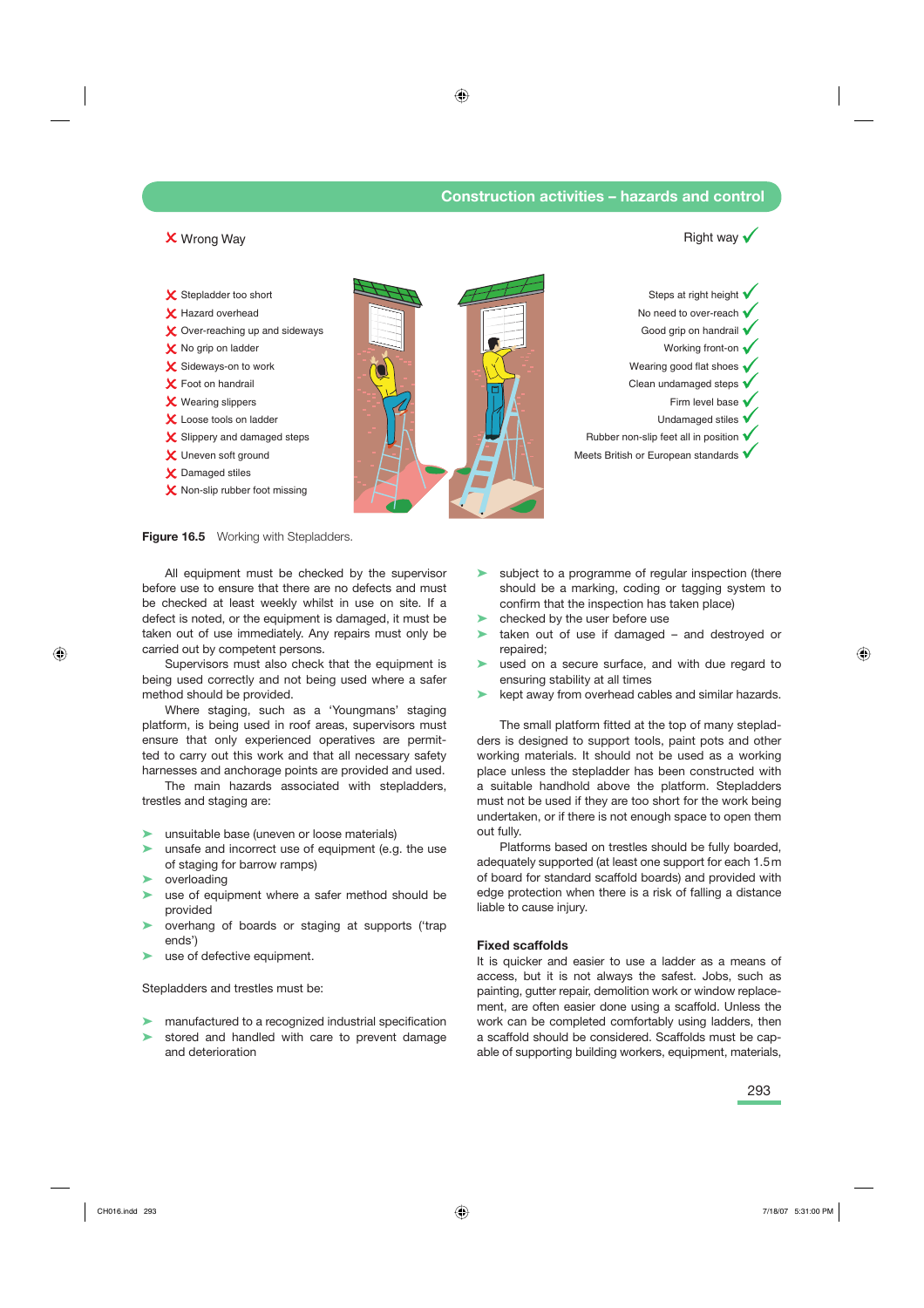✗ Wrong Way

Right way ✓

✗ Stepladder too short
✗ Hazard overhead
✗ Over-reaching up and sideways
✗ No grip on ladder
✗ Sideways-on to work
✗ Foot on handrail
✗ Wearing slippers
✗ Loose tools on ladder
✗ Slippery and damaged steps
✗ Uneven soft ground
✗ Damaged stiles
✗ Non-slip rubber foot missing

Steps at right height ✓
No need to over-reach ✓
Good grip on handrail ✓
Working front-on ✓
Wearing good flat shoes ✓
Clean undamaged steps ✓
Firm level base ✓
Undamaged stiles ✓
Rubber non-slip feet all in position ✓
Meets British or European standards ✓

**Figure 16.5** Working with Stepladders.

All equipment must be checked by the supervisor before use to ensure that there are no defects and must be checked at least weekly whilst in use on site. If a defect is noted, or the equipment is damaged, it must be taken out of use immediately. Any repairs must only be carried out by competent persons.

Supervisors must also check that the equipment is being used correctly and not being used where a safer method should be provided.

Where staging, such as a 'Youngmans' staging platform, is being used in roof areas, supervisors must ensure that only experienced operatives are permitted to carry out this work and that all necessary safety harnesses and anchorage points are provided and used.

The main hazards associated with stepladders, trestles and staging are:

- unsuitable base (uneven or loose materials)
- unsafe and incorrect use of equipment (e.g. the use of staging for barrow ramps)
- overloading
- use of equipment where a safer method should be provided
- overhang of boards or staging at supports ('trap ends')
- use of defective equipment.

Stepladders and trestles must be:

- manufactured to a recognized industrial specification
- stored and handled with care to prevent damage and deterioration
- subject to a programme of regular inspection (there should be a marking, coding or tagging system to confirm that the inspection has taken place)
- checked by the user before use
- taken out of use if damaged – and destroyed or repaired;
- used on a secure surface, and with due regard to ensuring stability at all times
- kept away from overhead cables and similar hazards.

The small platform fitted at the top of many stepladders is designed to support tools, paint pots and other working materials. It should not be used as a working place unless the stepladder has been constructed with a suitable handhold above the platform. Stepladders must not be used if they are too short for the work being undertaken, or if there is not enough space to open them out fully.

Platforms based on trestles should be fully boarded, adequately supported (at least one support for each 1.5 m of board for standard scaffold boards) and provided with edge protection when there is a risk of falling a distance liable to cause injury.

### Fixed scaffolds

It is quicker and easier to use a ladder as a means of access, but it is not always the safest. Jobs, such as painting, gutter repair, demolition work or window replacement, are often easier done using a scaffold. Unless the work can be completed comfortably using ladders, then a scaffold should be considered. Scaffolds must be capable of supporting building workers, equipment, materials,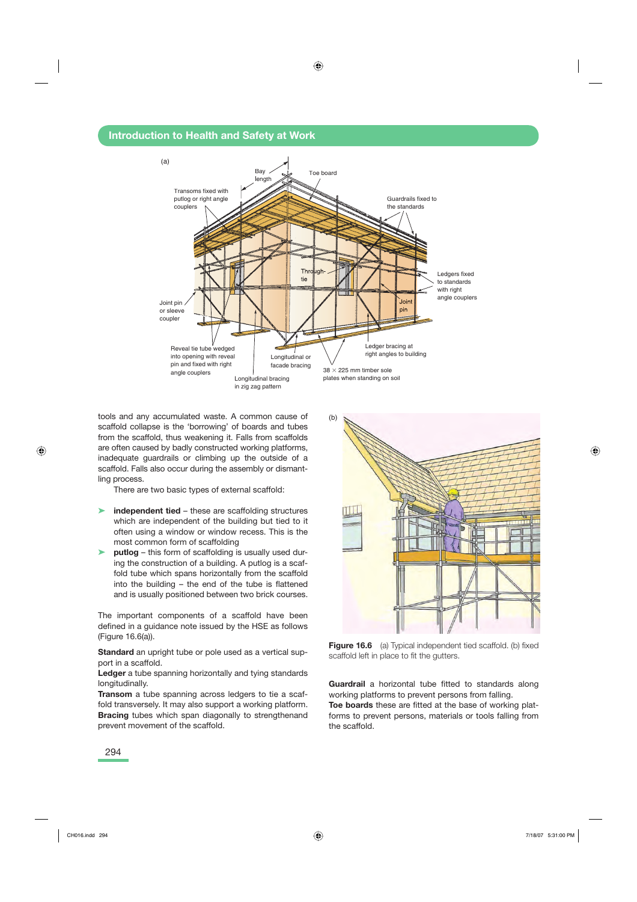tools and any accumulated waste. A common cause of scaffold collapse is the 'borrowing' of boards and tubes from the scaffold, thus weakening it. Falls from scaffolds are often caused by badly constructed working platforms, inadequate guardrails or climbing up the outside of a scaffold. Falls also occur during the assembly or dismantling process.

There are two basic types of external scaffold:

- **independent tied** – these are scaffolding structures which are independent of the building but tied to it often using a window or window recess. This is the most common form of scaffolding
- **putlog** – this form of scaffolding is usually used during the construction of a building. A putlog is a scaffold tube which spans horizontally from the scaffold into the building – the end of the tube is flattened and is usually positioned between two brick courses.

The important components of a scaffold have been defined in a guidance note issued by the HSE as follows (Figure 16.6(a)).

**Standard** an upright tube or pole used as a vertical support in a scaffold.
**Ledger** a tube spanning horizontally and tying standards longitudinally.
**Transom** a tube spanning across ledgers to tie a scaffold transversely. It may also support a working platform.
**Bracing** tubes which span diagonally to strengthenand prevent movement of the scaffold.

**Figure 16.6** (a) Typical independent tied scaffold. (b) fixed scaffold left in place to fit the gutters.

**Guardrail** a horizontal tube fitted to standards along working platforms to prevent persons from falling.
**Toe boards** these are fitted at the base of working platforms to prevent persons, materials or tools falling from the scaffold.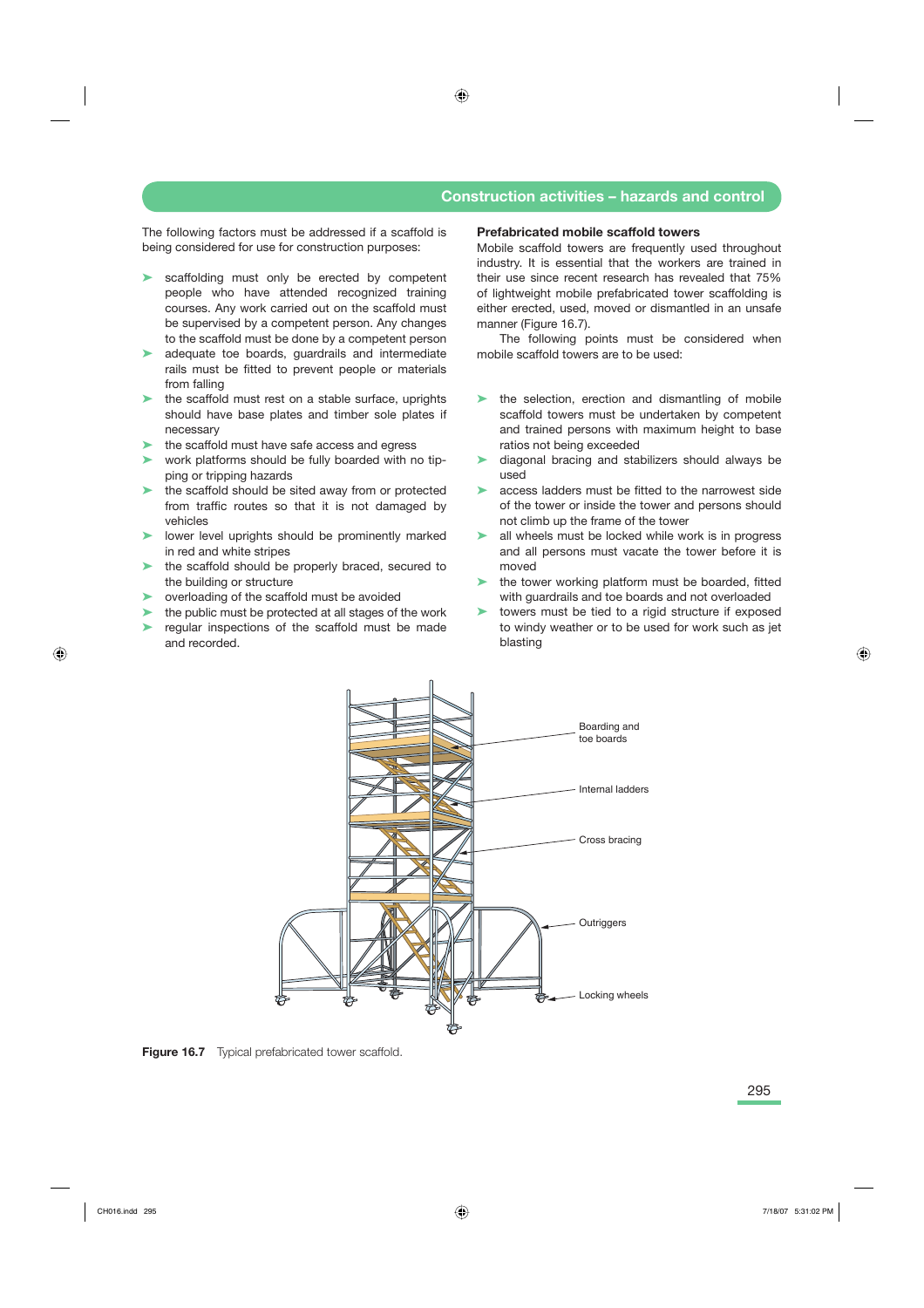The following factors must be addressed if a scaffold is being considered for construction purposes:

- scaffolding must only be erected by competent people who have attended recognized training courses. Any work carried out on the scaffold must be supervised by a competent person. Any changes to the scaffold must be done by a competent person
- adequate toe boards, guardrails and intermediate rails must be fitted to prevent people or materials from falling
- the scaffold must rest on a stable surface, uprights should have base plates and timber sole plates if necessary
- the scaffold must have safe access and egress
- work platforms should be fully boarded with no tipping or tripping hazards
- the scaffold should be sited away from or protected from traffic routes so that it is not damaged by vehicles
- lower level uprights should be prominently marked in red and white stripes
- the scaffold should be properly braced, secured to the building or structure
- overloading of the scaffold must be avoided
- the public must be protected at all stages of the work
- regular inspections of the scaffold must be made and recorded.

### Prefabricated mobile scaffold towers

Mobile scaffold towers are frequently used throughout industry. It is essential that the workers are trained in their use since recent research has revealed that 75% of lightweight mobile prefabricated tower scaffolding is either erected, used, moved or dismantled in an unsafe manner (Figure 16.7).

The following points must be considered when mobile scaffold towers are to be used:

- the selection, erection and dismantling of mobile scaffold towers must be undertaken by competent and trained persons with maximum height to base ratios not being exceeded
- diagonal bracing and stabilizers should always be used
- access ladders must be fitted to the narrowest side of the tower or inside the tower and persons should not climb up the frame of the tower
- all wheels must be locked while work is in progress and all persons must vacate the tower before it is moved
- the tower working platform must be boarded, fitted with guardrails and toe boards and not overloaded
- towers must be tied to a rigid structure if exposed to windy weather or to be used for work such as jet blasting

Boarding and toe boards
Internal ladders
Cross bracing
Outriggers
Locking wheels

**Figure 16.7** Typical prefabricated tower scaffold.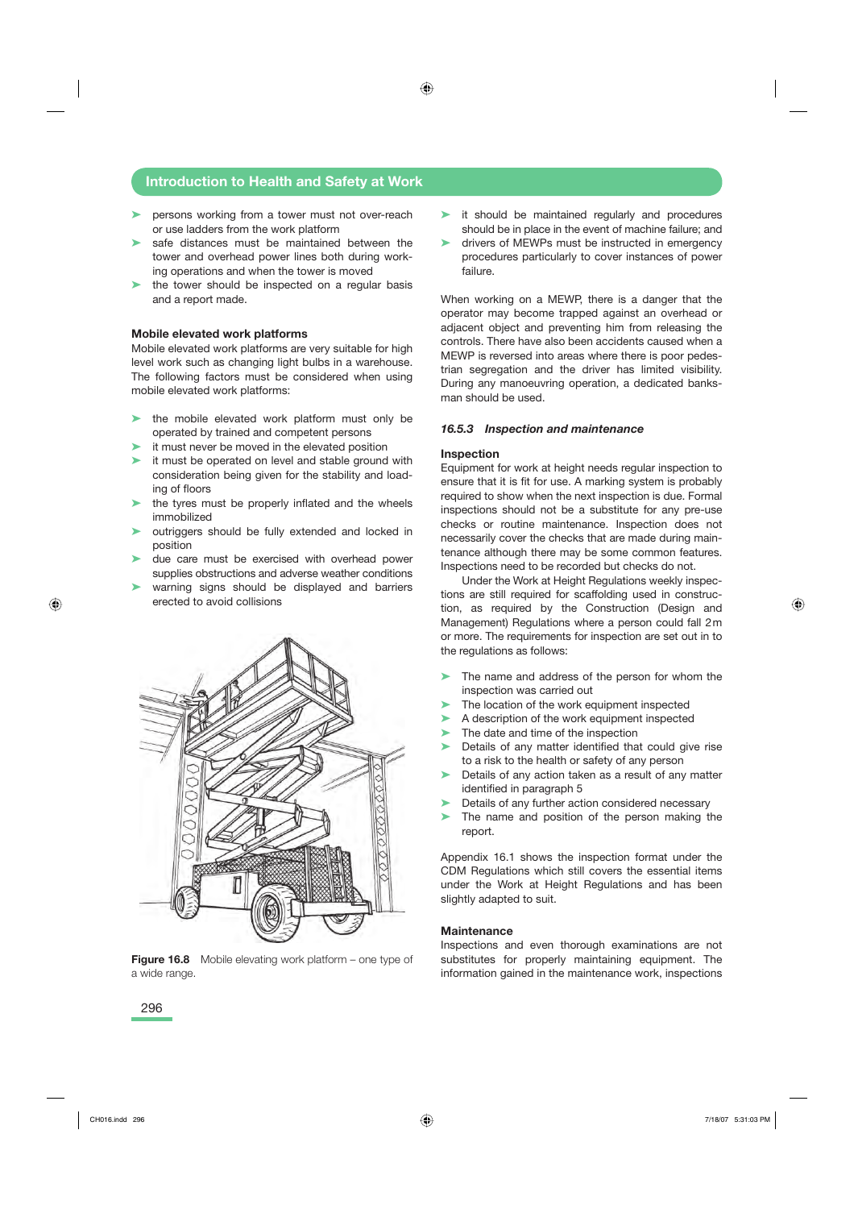- persons working from a tower must not over-reach or use ladders from the work platform
- safe distances must be maintained between the tower and overhead power lines both during working operations and when the tower is moved
- the tower should be inspected on a regular basis and a report made.

### Mobile elevated work platforms

Mobile elevated work platforms are very suitable for high level work such as changing light bulbs in a warehouse. The following factors must be considered when using mobile elevated work platforms:

- the mobile elevated work platform must only be operated by trained and competent persons
- it must never be moved in the elevated position
- it must be operated on level and stable ground with consideration being given for the stability and loading of floors
- the tyres must be properly inflated and the wheels immobilized
- outriggers should be fully extended and locked in position
- due care must be exercised with overhead power supplies obstructions and adverse weather conditions
- warning signs should be displayed and barriers erected to avoid collisions

**Figure 16.8** Mobile elevating work platform – one type of a wide range.

- it should be maintained regularly and procedures should be in place in the event of machine failure; and
- drivers of MEWPs must be instructed in emergency procedures particularly to cover instances of power failure.

When working on a MEWP, there is a danger that the operator may become trapped against an overhead or adjacent object and preventing him from releasing the controls. There have also been accidents caused when a MEWP is reversed into areas where there is poor pedestrian segregation and the driver has limited visibility. During any manoeuvring operation, a dedicated banksman should be used.

## *16.5.3 Inspection and maintenance*

### Inspection

Equipment for work at height needs regular inspection to ensure that it is fit for use. A marking system is probably required to show when the next inspection is due. Formal inspections should not be a substitute for any pre-use checks or routine maintenance. Inspection does not necessarily cover the checks that are made during maintenance although there may be some common features. Inspections need to be recorded but checks do not.

Under the Work at Height Regulations weekly inspections are still required for scaffolding used in construction, as required by the Construction (Design and Management) Regulations where a person could fall 2 m or more. The requirements for inspection are set out in to the regulations as follows:

- The name and address of the person for whom the inspection was carried out
- The location of the work equipment inspected
- A description of the work equipment inspected
- The date and time of the inspection
- Details of any matter identified that could give rise to a risk to the health or safety of any person
- Details of any action taken as a result of any matter identified in paragraph 5
- Details of any further action considered necessary
- The name and position of the person making the report.

Appendix 16.1 shows the inspection format under the CDM Regulations which still covers the essential items under the Work at Height Regulations and has been slightly adapted to suit.

### Maintenance

Inspections and even thorough examinations are not substitutes for properly maintaining equipment. The information gained in the maintenance work, inspections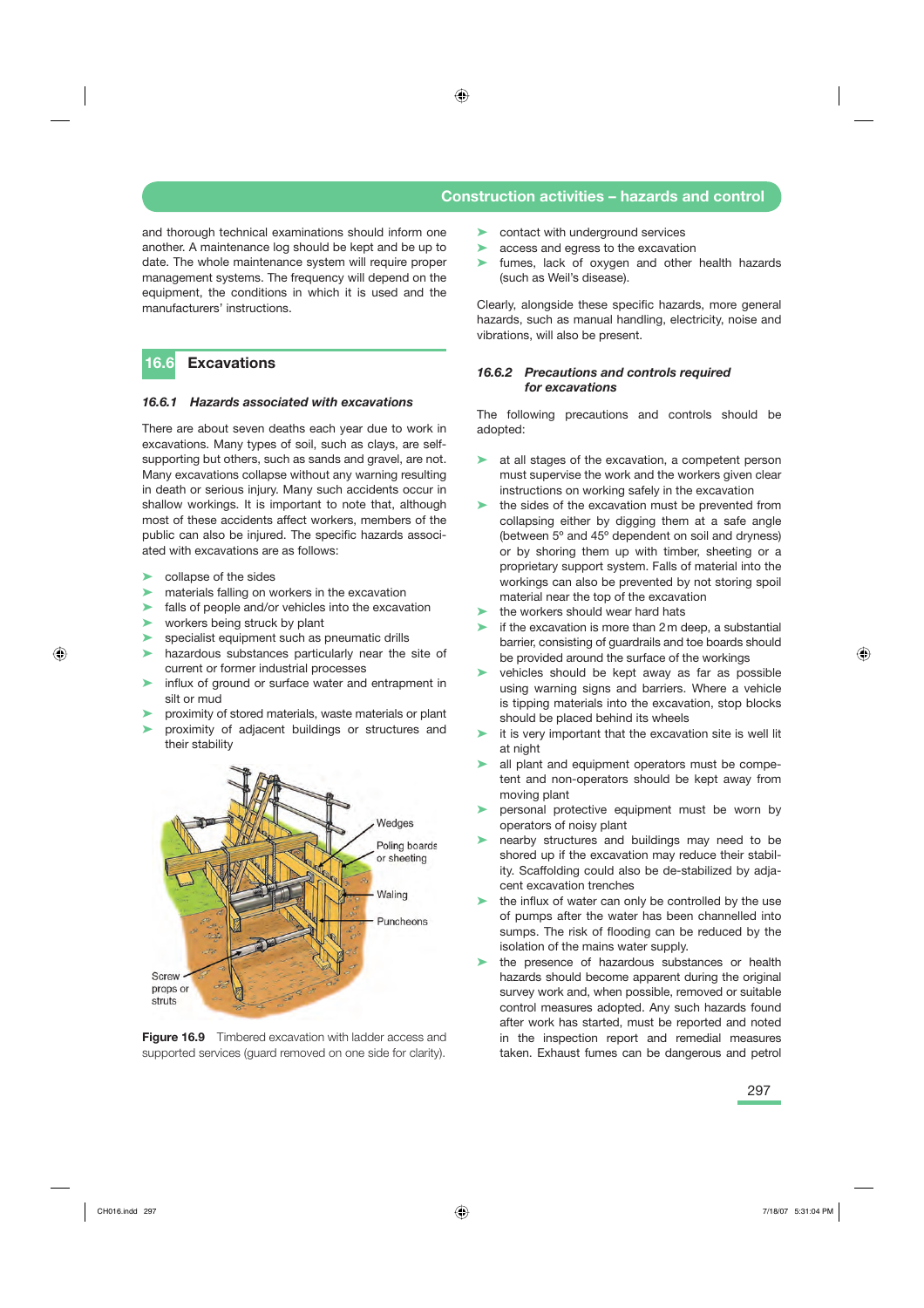and thorough technical examinations should inform one another. A maintenance log should be kept and be up to date. The whole maintenance system will require proper management systems. The frequency will depend on the equipment, the conditions in which it is used and the manufacturers' instructions.

## 16.6 Excavations

### 16.6.1 *Hazards associated with excavations*

There are about seven deaths each year due to work in excavations. Many types of soil, such as clays, are self-supporting but others, such as sands and gravel, are not. Many excavations collapse without any warning resulting in death or serious injury. Many such accidents occur in shallow workings. It is important to note that, although most of these accidents affect workers, members of the public can also be injured. The specific hazards associated with excavations are as follows:

- collapse of the sides
- materials falling on workers in the excavation
- falls of people and/or vehicles into the excavation
- workers being struck by plant
- specialist equipment such as pneumatic drills
- hazardous substances particularly near the site of current or former industrial processes
- influx of ground or surface water and entrapment in silt or mud
- proximity of stored materials, waste materials or plant
- proximity of adjacent buildings or structures and their stability

Wedges
Poling boards or sheeting
Waling
Puncheons
Screw props or struts

**Figure 16.9** Timbered excavation with ladder access and supported services (guard removed on one side for clarity).

- contact with underground services
- access and egress to the excavation
- fumes, lack of oxygen and other health hazards (such as Weil's disease).

Clearly, alongside these specific hazards, more general hazards, such as manual handling, electricity, noise and vibrations, will also be present.

### 16.6.2 *Precautions and controls required for excavations*

The following precautions and controls should be adopted:

- at all stages of the excavation, a competent person must supervise the work and the workers given clear instructions on working safely in the excavation
- the sides of the excavation must be prevented from collapsing either by digging them at a safe angle (between 5° and 45° dependent on soil and dryness) or by shoring them up with timber, sheeting or a proprietary support system. Falls of material into the workings can also be prevented by not storing spoil material near the top of the excavation
- the workers should wear hard hats
- if the excavation is more than 2 m deep, a substantial barrier, consisting of guardrails and toe boards should be provided around the surface of the workings
- vehicles should be kept away as far as possible using warning signs and barriers. Where a vehicle is tipping materials into the excavation, stop blocks should be placed behind its wheels
- it is very important that the excavation site is well lit at night
- all plant and equipment operators must be competent and non-operators should be kept away from moving plant
- personal protective equipment must be worn by operators of noisy plant
- nearby structures and buildings may need to be shored up if the excavation may reduce their stability. Scaffolding could also be de-stabilized by adjacent excavation trenches
- the influx of water can only be controlled by the use of pumps after the water has been channelled into sumps. The risk of flooding can be reduced by the isolation of the mains water supply.
- the presence of hazardous substances or health hazards should become apparent during the original survey work and, when possible, removed or suitable control measures adopted. Any such hazards found after work has started, must be reported and noted in the inspection report and remedial measures taken. Exhaust fumes can be dangerous and petrol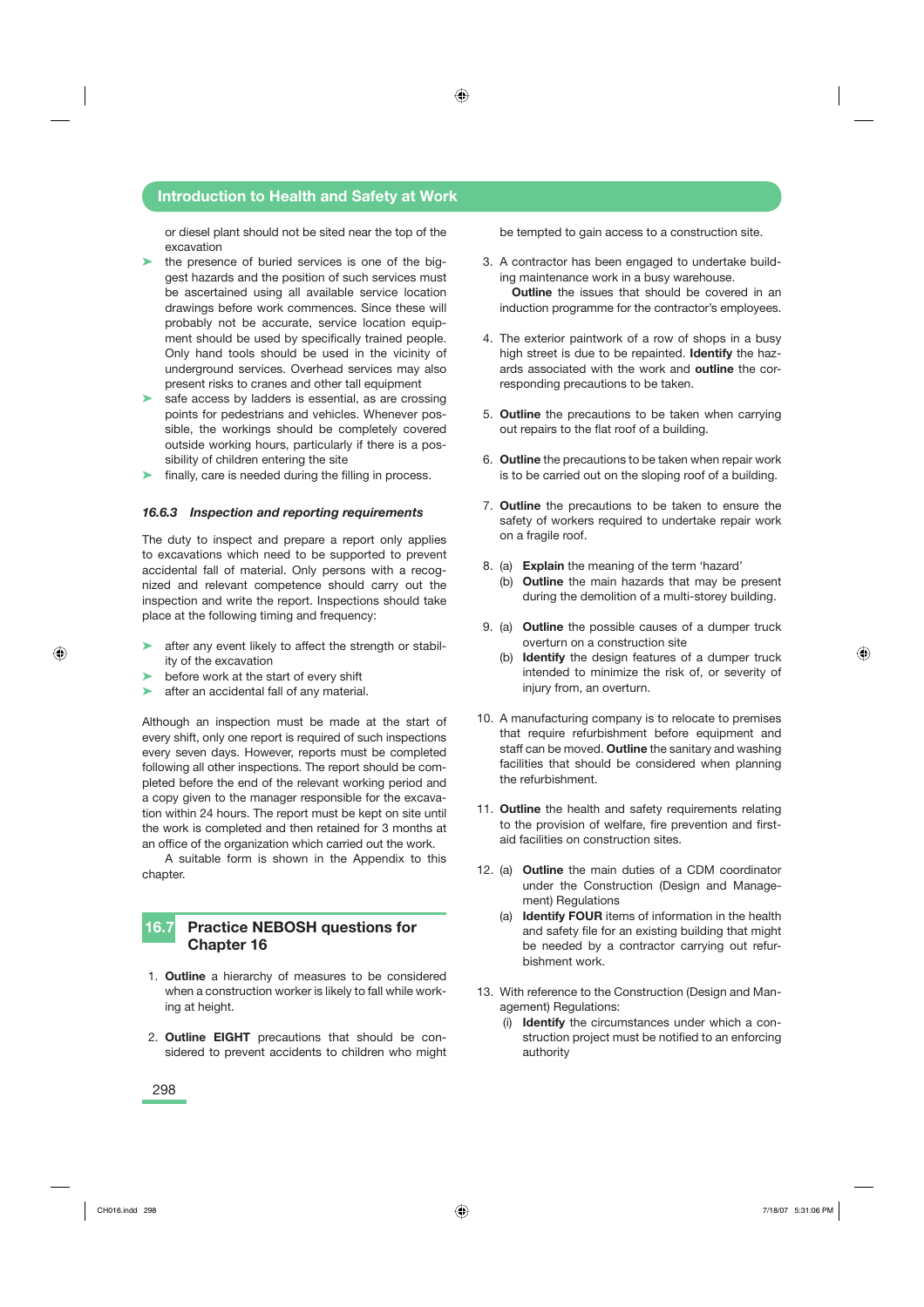or diesel plant should not be sited near the top of the excavation

- the presence of buried services is one of the biggest hazards and the position of such services must be ascertained using all available service location drawings before work commences. Since these will probably not be accurate, service location equipment should be used by specifically trained people. Only hand tools should be used in the vicinity of underground services. Overhead services may also present risks to cranes and other tall equipment
- safe access by ladders is essential, as are crossing points for pedestrians and vehicles. Whenever possible, the workings should be completely covered outside working hours, particularly if there is a possibility of children entering the site
- finally, care is needed during the filling in process.

### *16.6.3 Inspection and reporting requirements*

The duty to inspect and prepare a report only applies to excavations which need to be supported to prevent accidental fall of material. Only persons with a recognized and relevant competence should carry out the inspection and write the report. Inspections should take place at the following timing and frequency:

- after any event likely to affect the strength or stability of the excavation
- before work at the start of every shift
- after an accidental fall of any material.

Although an inspection must be made at the start of every shift, only one report is required of such inspections every seven days. However, reports must be completed following all other inspections. The report should be completed before the end of the relevant working period and a copy given to the manager responsible for the excavation within 24 hours. The report must be kept on site until the work is completed and then retained for 3 months at an office of the organization which carried out the work.

A suitable form is shown in the Appendix to this chapter.

## 16.7 Practice NEBOSH questions for Chapter 16

1. **Outline** a hierarchy of measures to be considered when a construction worker is likely to fall while working at height.

2. **Outline EIGHT** precautions that should be considered to prevent accidents to children who might be tempted to gain access to a construction site.

3. A contractor has been engaged to undertake building maintenance work in a busy warehouse.
   **Outline** the issues that should be covered in an induction programme for the contractor's employees.

4. The exterior paintwork of a row of shops in a busy high street is due to be repainted. **Identify** the hazards associated with the work and **outline** the corresponding precautions to be taken.

5. **Outline** the precautions to be taken when carrying out repairs to the flat roof of a building.

6. **Outline** the precautions to be taken when repair work is to be carried out on the sloping roof of a building.

7. **Outline** the precautions to be taken to ensure the safety of workers required to undertake repair work on a fragile roof.

8. (a) **Explain** the meaning of the term 'hazard'
   (b) **Outline** the main hazards that may be present during the demolition of a multi-storey building.

9. (a) **Outline** the possible causes of a dumper truck overturn on a construction site
   (b) **Identify** the design features of a dumper truck intended to minimize the risk of, or severity of injury from, an overturn.

10. A manufacturing company is to relocate to premises that require refurbishment before equipment and staff can be moved. **Outline** the sanitary and washing facilities that should be considered when planning the refurbishment.

11. **Outline** the health and safety requirements relating to the provision of welfare, fire prevention and first-aid facilities on construction sites.

12. (a) **Outline** the main duties of a CDM coordinator under the Construction (Design and Management) Regulations
    (a) **Identify FOUR** items of information in the health and safety file for an existing building that might be needed by a contractor carrying out refurbishment work.

13. With reference to the Construction (Design and Management) Regulations:
    (i) **Identify** the circumstances under which a construction project must be notified to an enforcing authority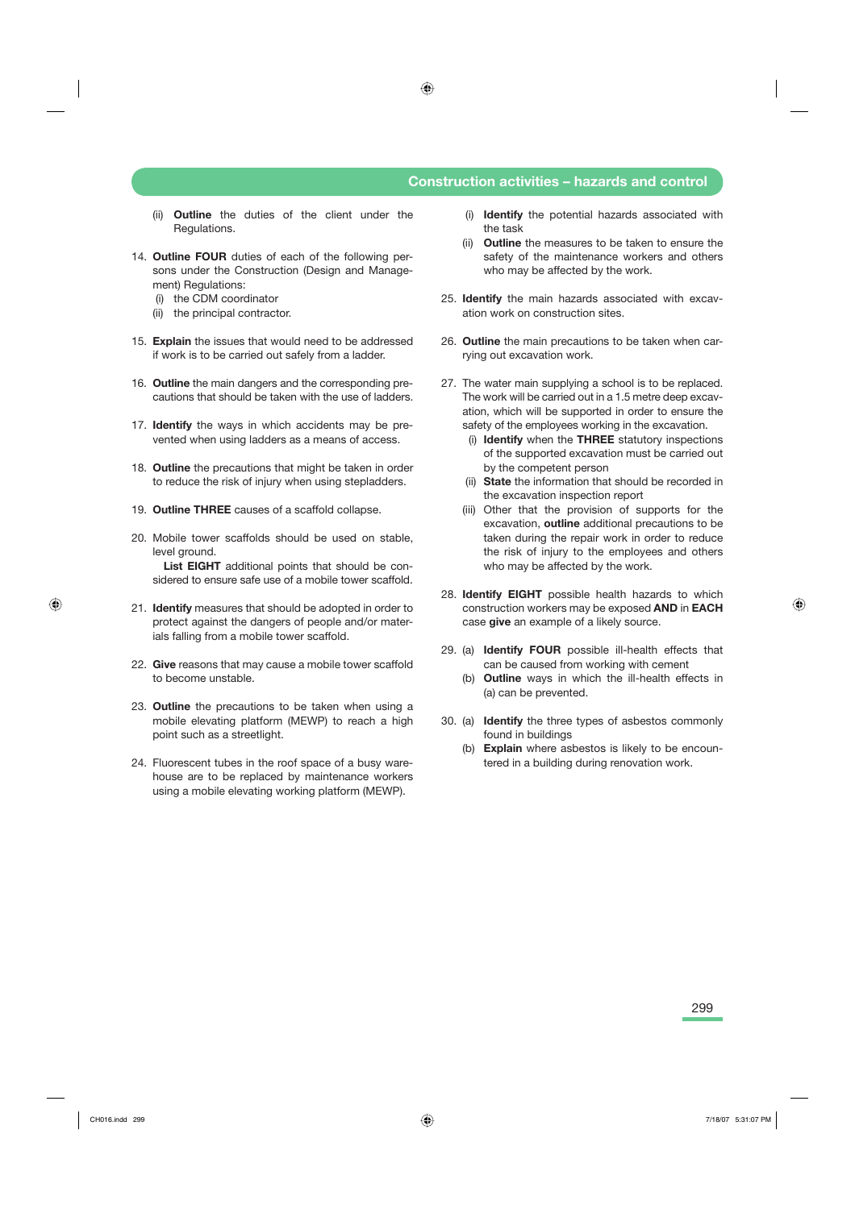(ii) **Outline** the duties of the client under the Regulations.

14. **Outline FOUR** duties of each of the following persons under the Construction (Design and Management) Regulations:
    (i) the CDM coordinator
    (ii) the principal contractor.

15. **Explain** the issues that would need to be addressed if work is to be carried out safely from a ladder.

16. **Outline** the main dangers and the corresponding precautions that should be taken with the use of ladders.

17. **Identify** the ways in which accidents may be prevented when using ladders as a means of access.

18. **Outline** the precautions that might be taken in order to reduce the risk of injury when using stepladders.

19. **Outline THREE** causes of a scaffold collapse.

20. Mobile tower scaffolds should be used on stable, level ground.
    **List EIGHT** additional points that should be considered to ensure safe use of a mobile tower scaffold.

21. **Identify** measures that should be adopted in order to protect against the dangers of people and/or materials falling from a mobile tower scaffold.

22. **Give** reasons that may cause a mobile tower scaffold to become unstable.

23. **Outline** the precautions to be taken when using a mobile elevating platform (MEWP) to reach a high point such as a streetlight.

24. Fluorescent tubes in the roof space of a busy warehouse are to be replaced by maintenance workers using a mobile elevating working platform (MEWP).
    (i) **Identify** the potential hazards associated with the task
    (ii) **Outline** the measures to be taken to ensure the safety of the maintenance workers and others who may be affected by the work.

25. **Identify** the main hazards associated with excavation work on construction sites.

26. **Outline** the main precautions to be taken when carrying out excavation work.

27. The water main supplying a school is to be replaced. The work will be carried out in a 1.5 metre deep excavation, which will be supported in order to ensure the safety of the employees working in the excavation.
    (i) **Identify** when the **THREE** statutory inspections of the supported excavation must be carried out by the competent person
    (ii) **State** the information that should be recorded in the excavation inspection report
    (iii) Other that the provision of supports for the excavation, **outline** additional precautions to be taken during the repair work in order to reduce the risk of injury to the employees and others who may be affected by the work.

28. **Identify EIGHT** possible health hazards to which construction workers may be exposed **AND** in **EACH** case **give** an example of a likely source.

29. (a) **Identify FOUR** possible ill-health effects that can be caused from working with cement
    (b) **Outline** ways in which the ill-health effects in (a) can be prevented.

30. (a) **Identify** the three types of asbestos commonly found in buildings
    (b) **Explain** where asbestos is likely to be encountered in a building during renovation work.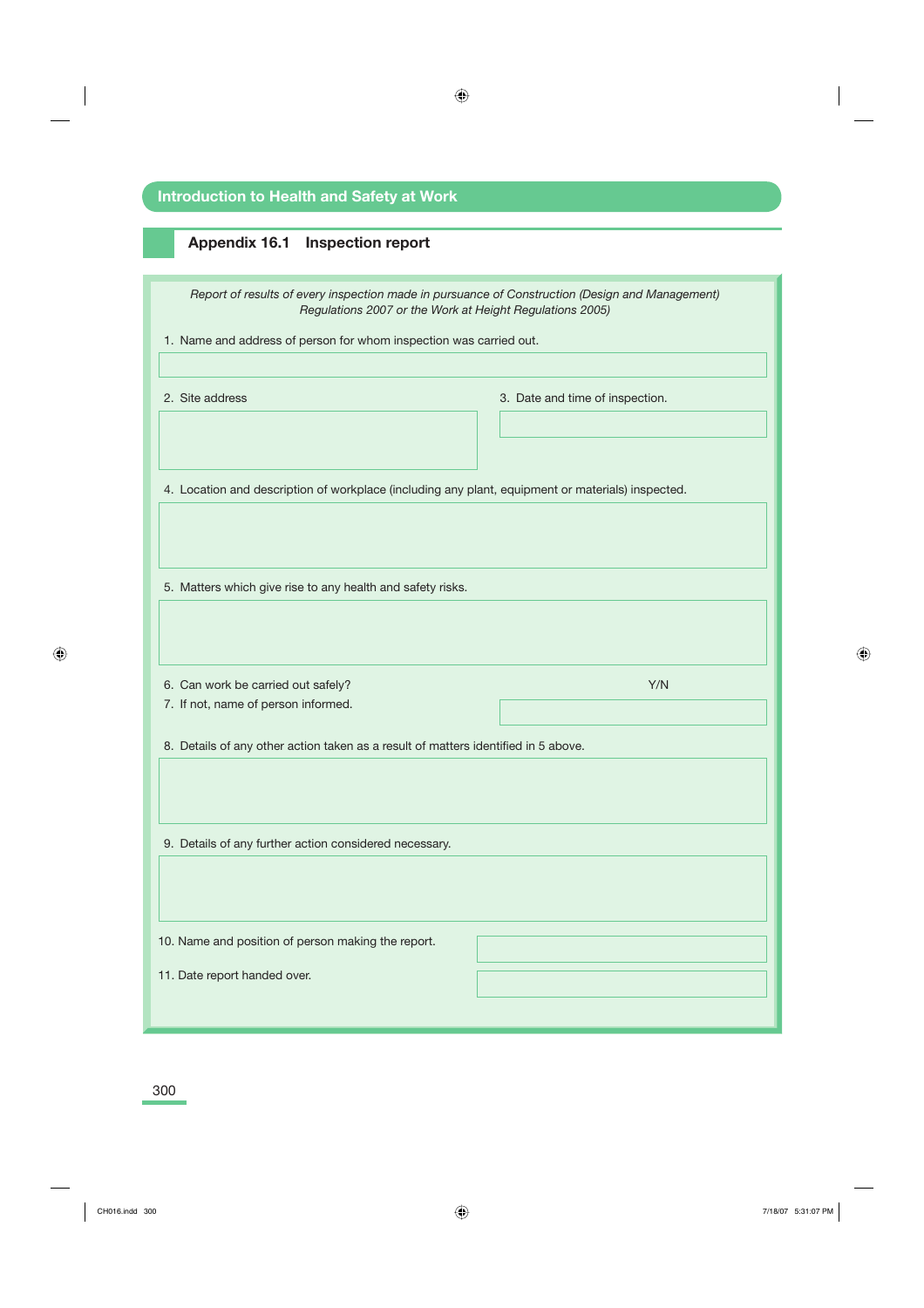## Appendix 16.1 Inspection report

*Report of results of every inspection made in pursuance of Construction (Design and Management) Regulations 2007 or the Work at Height Regulations 2005)*

1. Name and address of person for whom inspection was carried out.

2. Site address

3. Date and time of inspection.

4. Location and description of workplace (including any plant, equipment or materials) inspected.

5. Matters which give rise to any health and safety risks.

6. Can work be carried out safely? Y/N

7. If not, name of person informed.

8. Details of any other action taken as a result of matters identified in 5 above.

9. Details of any further action considered necessary.

10. Name and position of person making the report.

11. Date report handed over.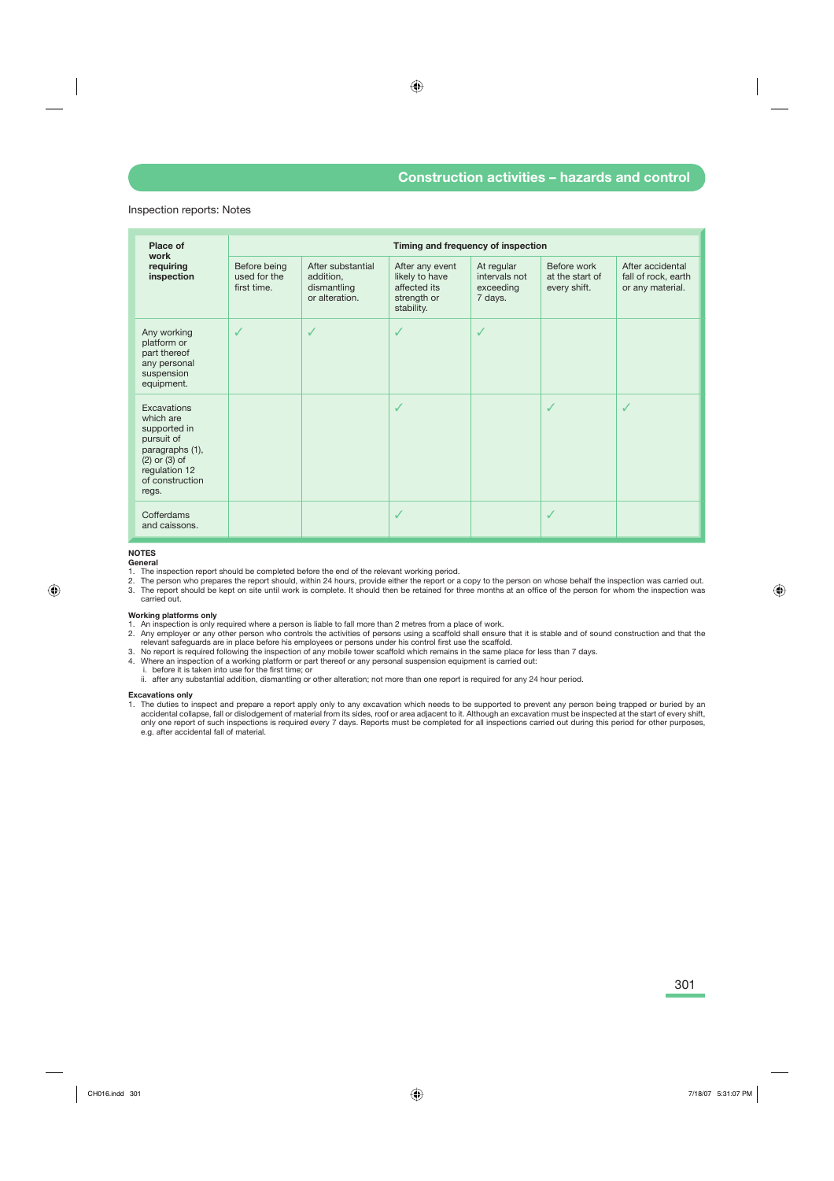Inspection reports: Notes

| Place of work requiring inspection | Timing and frequency of inspection | | | | | |
|---|---|---|---|---|---|---|
| | Before being used for the first time. | After substantial addition, dismantling or alteration. | After any event likely to have affected its strength or stability. | At regular intervals not exceeding 7 days. | Before work at the start of every shift. | After accidental fall of rock, earth or any material. |
| Any working platform or part thereof any personal suspension equipment. | ✓ | ✓ | ✓ | ✓ | | |
| Excavations which are supported in pursuit of paragraphs (1), (2) or (3) of regulation 12 of construction regs. | | | ✓ | | ✓ | ✓ |
| Cofferdams and caissons. | | | ✓ | | ✓ | |

**NOTES**

**General**

1. The inspection report should be completed before the end of the relevant working period.
2. The person who prepares the report should, within 24 hours, provide either the report or a copy to the person on whose behalf the inspection was carried out.
3. The report should be kept on site until work is complete. It should then be retained for three months at an office of the person for whom the inspection was carried out.

**Working platforms only**

1. An inspection is only required where a person is liable to fall more than 2 metres from a place of work.
2. Any employer or any other person who controls the activities of persons using a scaffold shall ensure that it is stable and of sound construction and that the relevant safeguards are in place before his employees or persons under his control first use the scaffold.
3. No report is required following the inspection of any mobile tower scaffold which remains in the same place for less than 7 days.
4. Where an inspection of a working platform or part thereof or any personal suspension equipment is carried out:
   i. before it is taken into use for the first time; or
   ii. after any substantial addition, dismantling or other alteration; not more than one report is required for any 24 hour period.

**Excavations only**

1. The duties to inspect and prepare a report apply only to any excavation which needs to be supported to prevent any person being trapped or buried by an accidental collapse, fall or dislodgement of material from its sides, roof or area adjacent to it. Although an excavation must be inspected at the start of every shift, only one report of such inspections is required every 7 days. Reports must be completed for all inspections carried out during this period for other purposes, e.g. after accidental fall of material.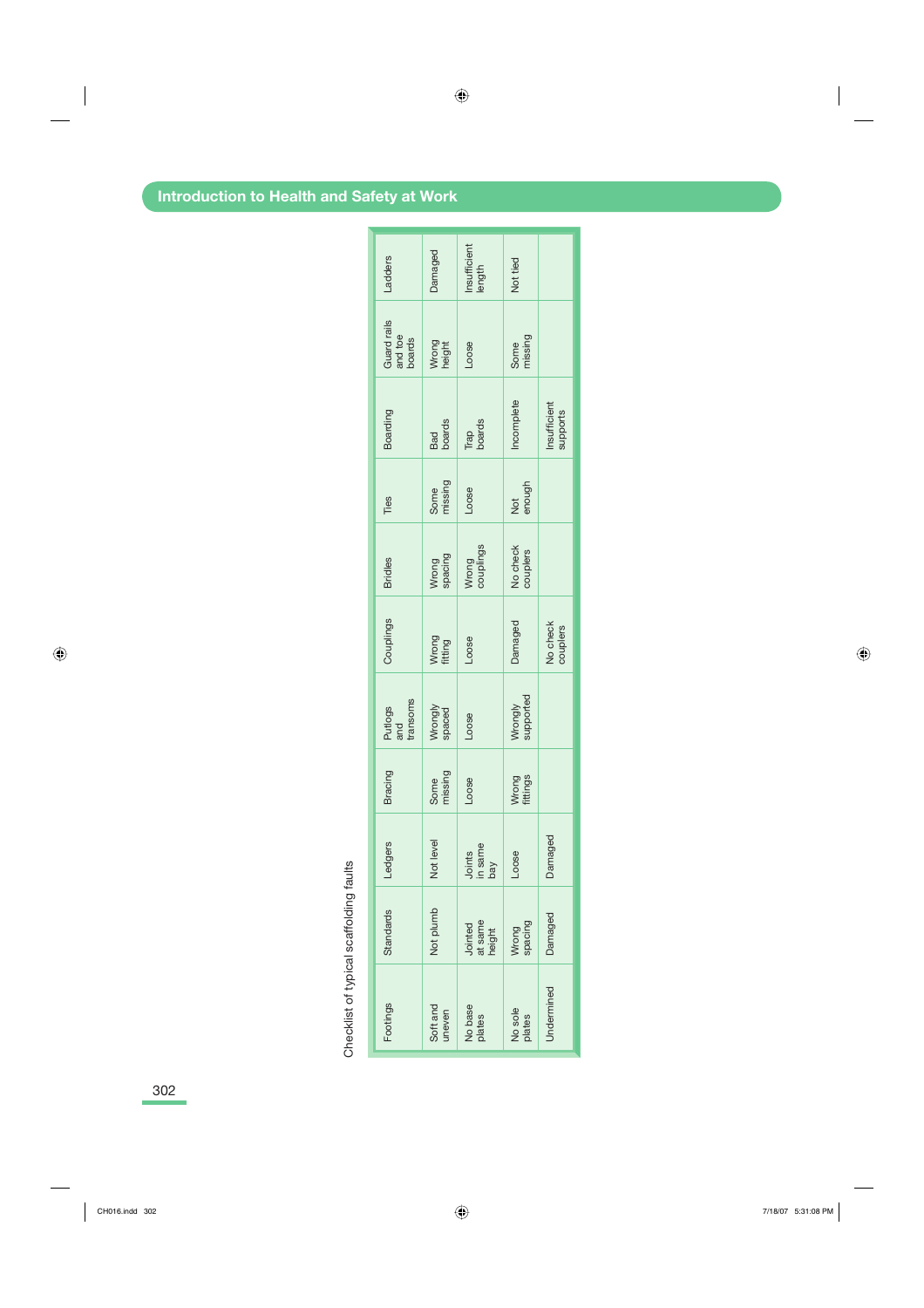Checklist of typical scaffolding faults

| Footings | Standards | Ledgers | Bracing | Putlogs and transoms | Couplings | Bridles | Ties | Boarding | Guard rails and toe boards | Ladders |
|---|---|---|---|---|---|---|---|---|---|---|
| Soft and uneven | Not plumb | Not level | Some missing | Wrongly spaced | Wrong fitting | Wrong spacing | Some missing | Bad boards | Wrong height | Damaged |
| No base plates | Jointed at same height | Joints in same bay | Loose | Loose | Loose | Wrong couplings | Loose | Trap boards | Loose | Insufficient length |
| No sole plates | Wrong spacing | Loose | Wrong fittings | Wrongly supported | Damaged | No check couplers | Not enough | Incomplete | Some missing | Not tied |
| Undermined | Damaged | Damaged | | | No check couplers | | | Insufficient supports | | |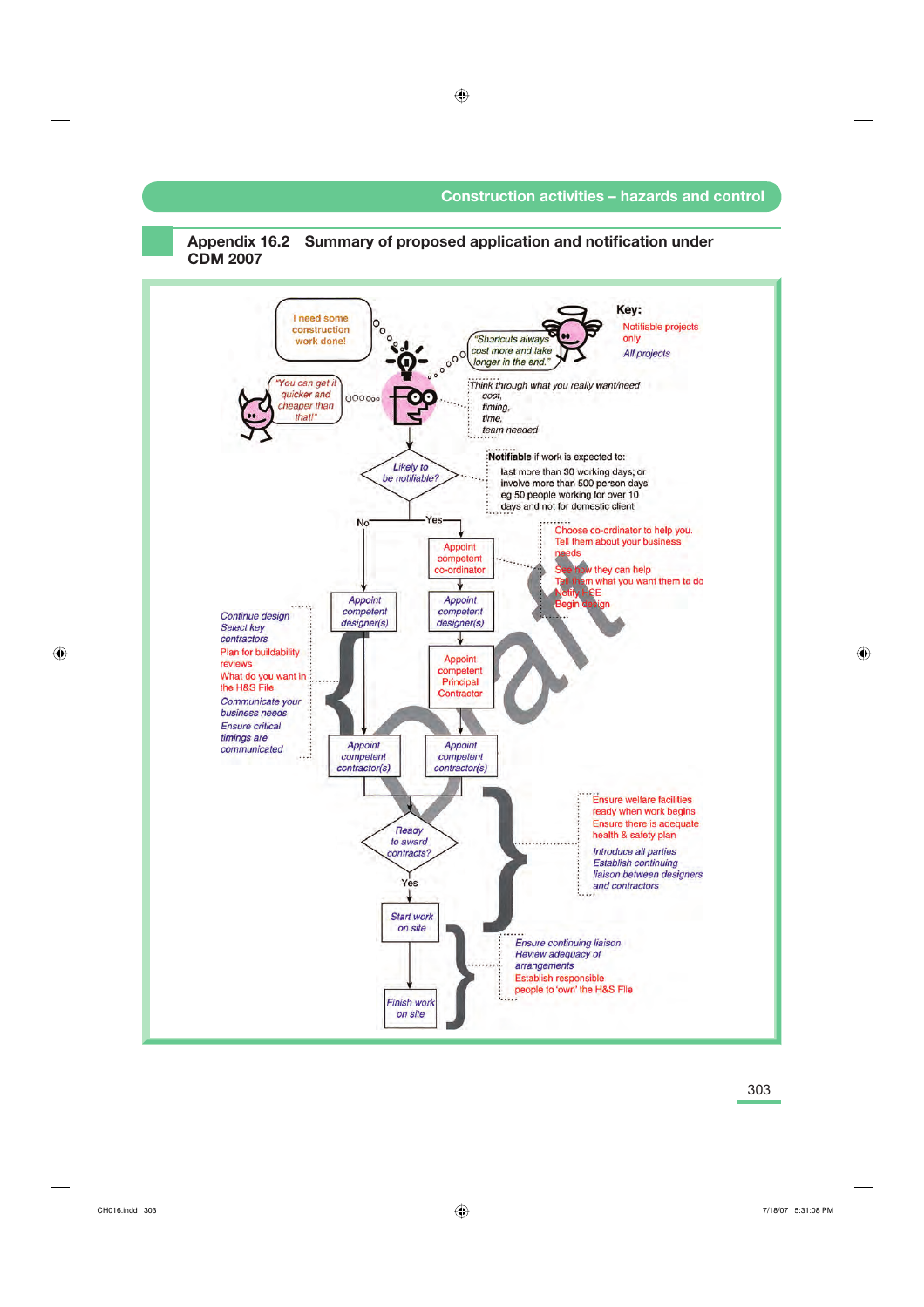## Appendix 16.2 Summary of proposed application and notification under CDM 2007

Key:
Notifiable projects only
*All projects*

I need some construction work done!

*"Shortcuts always cost more and take longer in the end."*

*"You can get it quicker and cheaper than that!"*

*Think through what you really want/need*
*cost,*
*timing,*
*time,*
*team needed*

*Likely to be notifiable?*

**Notifiable** if work is expected to:
last more than 30 working days; or
involve more than 500 person days
eg 50 people working for over 10 days and not for domestic client

No — Yes

Appoint competent co-ordinator

Choose co-ordinator to help you.
Tell them about your business needs
See how they can help
Tell them what you want them to do
Notify HSE
Begin design

*Appoint competent designer(s)* | *Appoint competent designer(s)*

Appoint competent Principal Contractor

*Continue design*
*Select key contractors*
Plan for buildability reviews
What do you want in the H&S File
*Communicate your business needs*
*Ensure critical timings are communicated*

*Appoint competent contractor(s)* | *Appoint competent contractor(s)*

*Ready to award contracts?*

Ensure welfare facilities ready when work begins
Ensure there is adequate health & safety plan
*Introduce all parties*
*Establish continuing liaison between designers and contractors*

Yes

*Start work on site*

*Finish work on site*

*Ensure continuing liaison*
*Review adequacy of arrangements*
Establish responsible people to 'own' the H&S File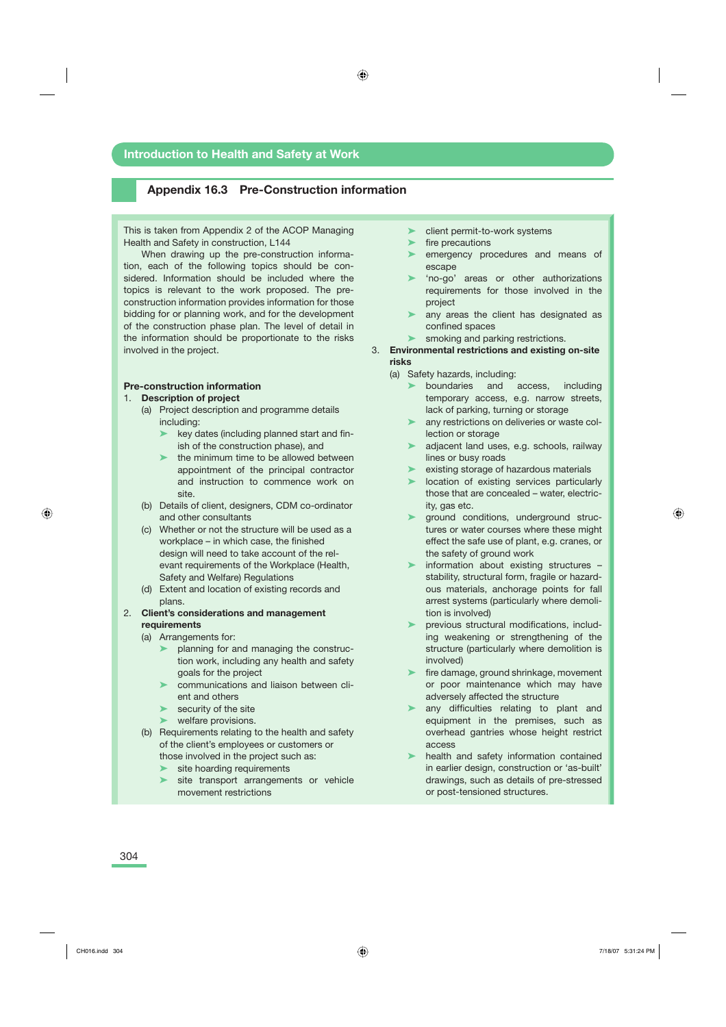## Appendix 16.3 Pre-Construction information

This is taken from Appendix 2 of the ACOP Managing Health and Safety in construction, L144

When drawing up the pre-construction information, each of the following topics should be considered. Information should be included where the topics is relevant to the work proposed. The pre-construction information provides information for those bidding for or planning work, and for the development of the construction phase plan. The level of detail in the information should be proportionate to the risks involved in the project.

**Pre-construction information**

1. **Description of project**
   (a) Project description and programme details including:
      - key dates (including planned start and finish of the construction phase), and
      - the minimum time to be allowed between appointment of the principal contractor and instruction to commence work on site.

   (b) Details of client, designers, CDM co-ordinator and other consultants

   (c) Whether or not the structure will be used as a workplace – in which case, the finished design will need to take account of the relevant requirements of the Workplace (Health, Safety and Welfare) Regulations

   (d) Extent and location of existing records and plans.

2. **Client's considerations and management requirements**
   (a) Arrangements for:
      - planning for and managing the construction work, including any health and safety goals for the project
      - communications and liaison between client and others
      - security of the site
      - welfare provisions.

   (b) Requirements relating to the health and safety of the client's employees or customers or those involved in the project such as:
      - site hoarding requirements
      - site transport arrangements or vehicle movement restrictions
      - client permit-to-work systems
      - fire precautions
      - emergency procedures and means of escape
      - 'no-go' areas or other authorizations requirements for those involved in the project
      - any areas the client has designated as confined spaces
      - smoking and parking restrictions.

3. **Environmental restrictions and existing on-site risks**
   (a) Safety hazards, including:
      - boundaries and access, including temporary access, e.g. narrow streets, lack of parking, turning or storage
      - any restrictions on deliveries or waste collection or storage
      - adjacent land uses, e.g. schools, railway lines or busy roads
      - existing storage of hazardous materials
      - location of existing services particularly those that are concealed – water, electricity, gas etc.
      - ground conditions, underground structures or water courses where these might effect the safe use of plant, e.g. cranes, or the safety of ground work
      - information about existing structures – stability, structural form, fragile or hazardous materials, anchorage points for fall arrest systems (particularly where demolition is involved)
      - previous structural modifications, including weakening or strengthening of the structure (particularly where demolition is involved)
      - fire damage, ground shrinkage, movement or poor maintenance which may have adversely affected the structure
      - any difficulties relating to plant and equipment in the premises, such as overhead gantries whose height restrict access
      - health and safety information contained in earlier design, construction or 'as-built' drawings, such as details of pre-stressed or post-tensioned structures.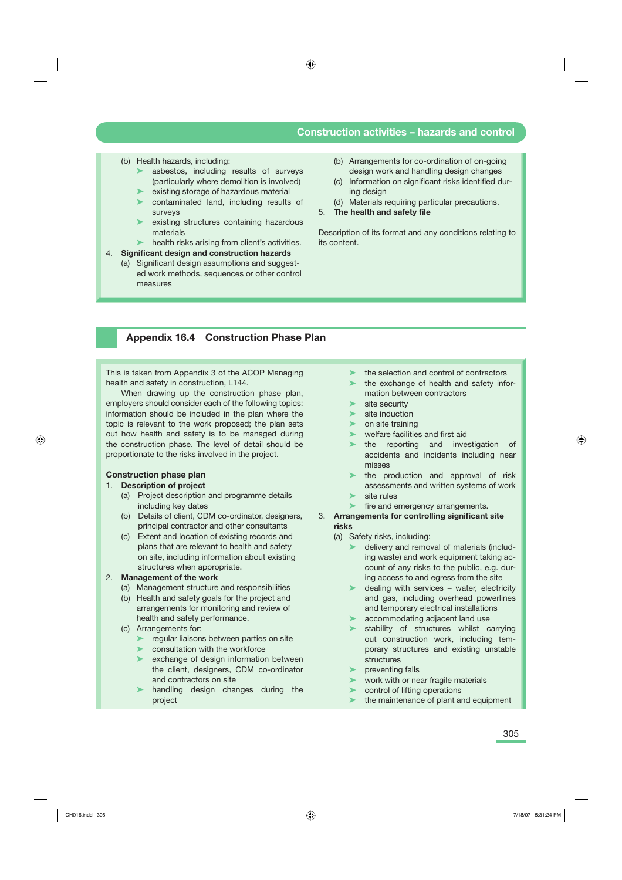(b) Health hazards, including:
   - asbestos, including results of surveys (particularly where demolition is involved)
   - existing storage of hazardous material
   - contaminated land, including results of surveys
   - existing structures containing hazardous materials
   - health risks arising from client's activities.

4. **Significant design and construction hazards**
   (a) Significant design assumptions and suggested work methods, sequences or other control measures
   (b) Arrangements for co-ordination of on-going design work and handling design changes
   (c) Information on significant risks identified during design
   (d) Materials requiring particular precautions.

5. **The health and safety file**

Description of its format and any conditions relating to its content.

## Appendix 16.4 Construction Phase Plan

This is taken from Appendix 3 of the ACOP Managing health and safety in construction, L144.

When drawing up the construction phase plan, employers should consider each of the following topics: information should be included in the plan where the topic is relevant to the work proposed; the plan sets out how health and safety is to be managed during the construction phase. The level of detail should be proportionate to the risks involved in the project.

### Construction phase plan

1. **Description of project**
   (a) Project description and programme details including key dates
   (b) Details of client, CDM co-ordinator, designers, principal contractor and other consultants
   (c) Extent and location of existing records and plans that are relevant to health and safety on site, including information about existing structures when appropriate.

2. **Management of the work**
   (a) Management structure and responsibilities
   (b) Health and safety goals for the project and arrangements for monitoring and review of health and safety performance.
   (c) Arrangements for:
   - regular liaisons between parties on site
   - consultation with the workforce
   - exchange of design information between the client, designers, CDM co-ordinator and contractors on site
   - handling design changes during the project
   - the selection and control of contractors
   - the exchange of health and safety information between contractors
   - site security
   - site induction
   - on site training
   - welfare facilities and first aid
   - the reporting and investigation of accidents and incidents including near misses
   - the production and approval of risk assessments and written systems of work
   - site rules
   - fire and emergency arrangements.

3. **Arrangements for controlling significant site risks**
   (a) Safety risks, including:
   - delivery and removal of materials (including waste) and work equipment taking account of any risks to the public, e.g. during access to and egress from the site
   - dealing with services – water, electricity and gas, including overhead powerlines and temporary electrical installations
   - accommodating adjacent land use
   - stability of structures whilst carrying out construction work, including temporary structures and existing unstable structures
   - preventing falls
   - work with or near fragile materials
   - control of lifting operations
   - the maintenance of plant and equipment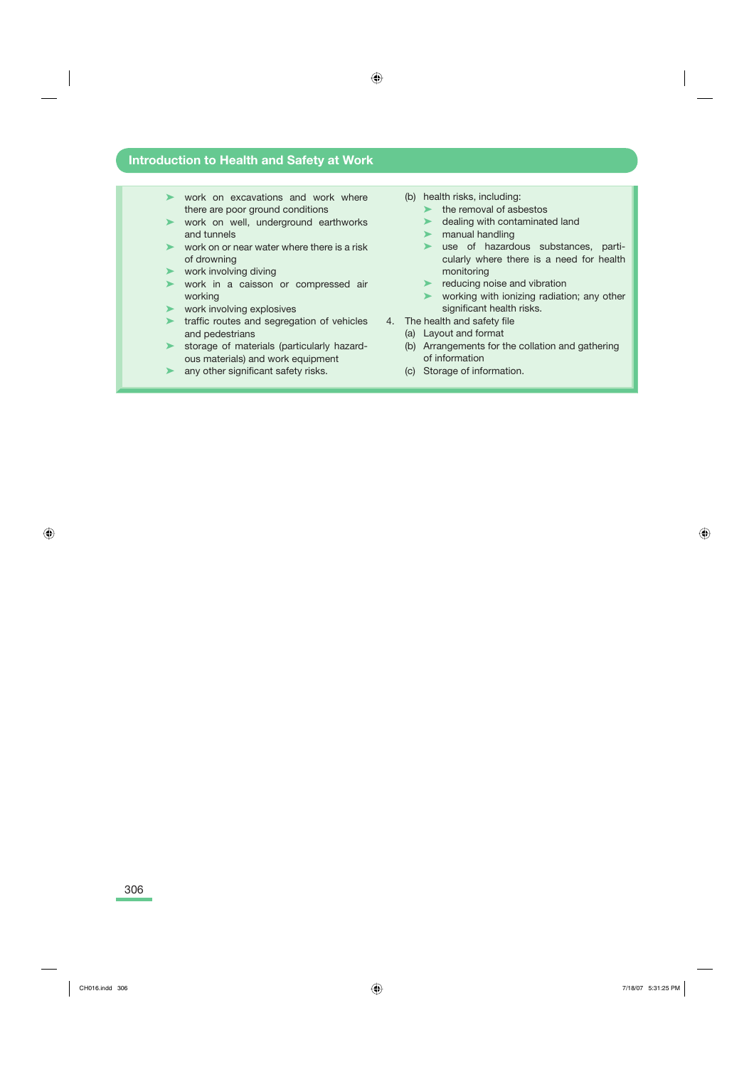- work on excavations and work where there are poor ground conditions
- work on well, underground earthworks and tunnels
- work on or near water where there is a risk of drowning
- work involving diving
- work in a caisson or compressed air working
- work involving explosives
- traffic routes and segregation of vehicles and pedestrians
- storage of materials (particularly hazardous materials) and work equipment
- any other significant safety risks.

(b) health risks, including:
- the removal of asbestos
- dealing with contaminated land
- manual handling
- use of hazardous substances, particularly where there is a need for health monitoring
- reducing noise and vibration
- working with ionizing radiation; any other significant health risks.

4. The health and safety file
   (a) Layout and format
   (b) Arrangements for the collation and gathering of information
   (c) Storage of information.